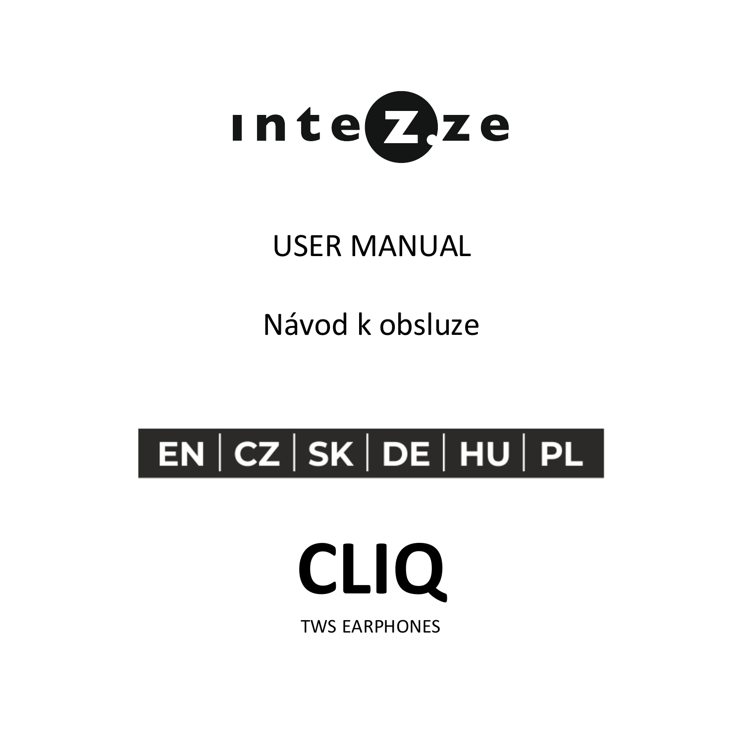intezze

USER MANUAL

Návod k obsluze

EN | CZ | SK | DE | HU | PL

# CLIQ

TWS EARPHONES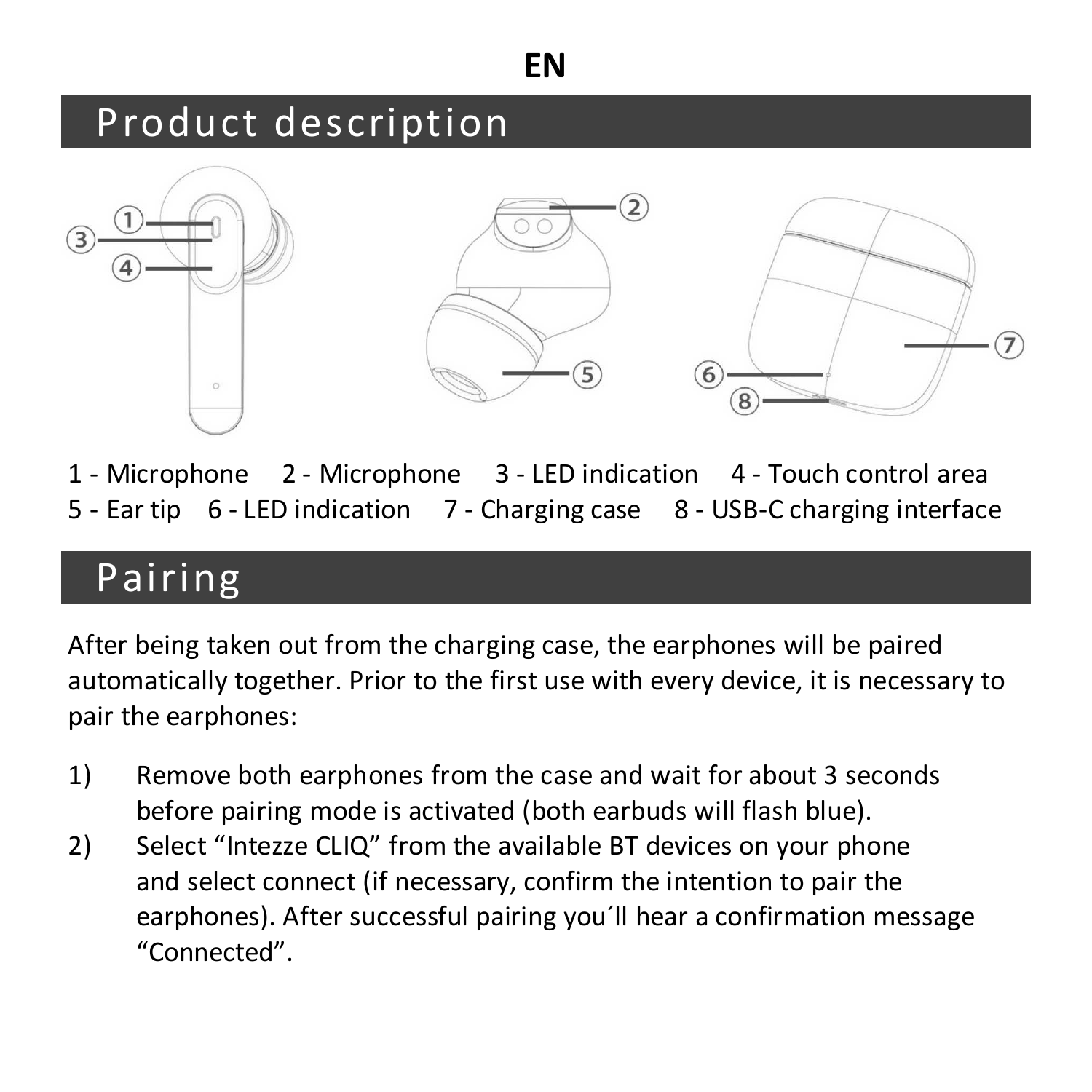EN

## Product description

1 - Microphone   2 - Microphone   3 - LED indication   4 - Touch control area
5 - Ear tip   6 - LED indication   7 - Charging case   8 - USB-C charging interface

## Pairing

After being taken out from the charging case, the earphones will be paired automatically together. Prior to the first use with every device, it is necessary to pair the earphones:

1) Remove both earphones from the case and wait for about 3 seconds before pairing mode is activated (both earbuds will flash blue).
2) Select “Intezze CLIQ” from the available BT devices on your phone and select connect (if necessary, confirm the intention to pair the earphones). After successful pairing you´ll hear a confirmation message “Connected”.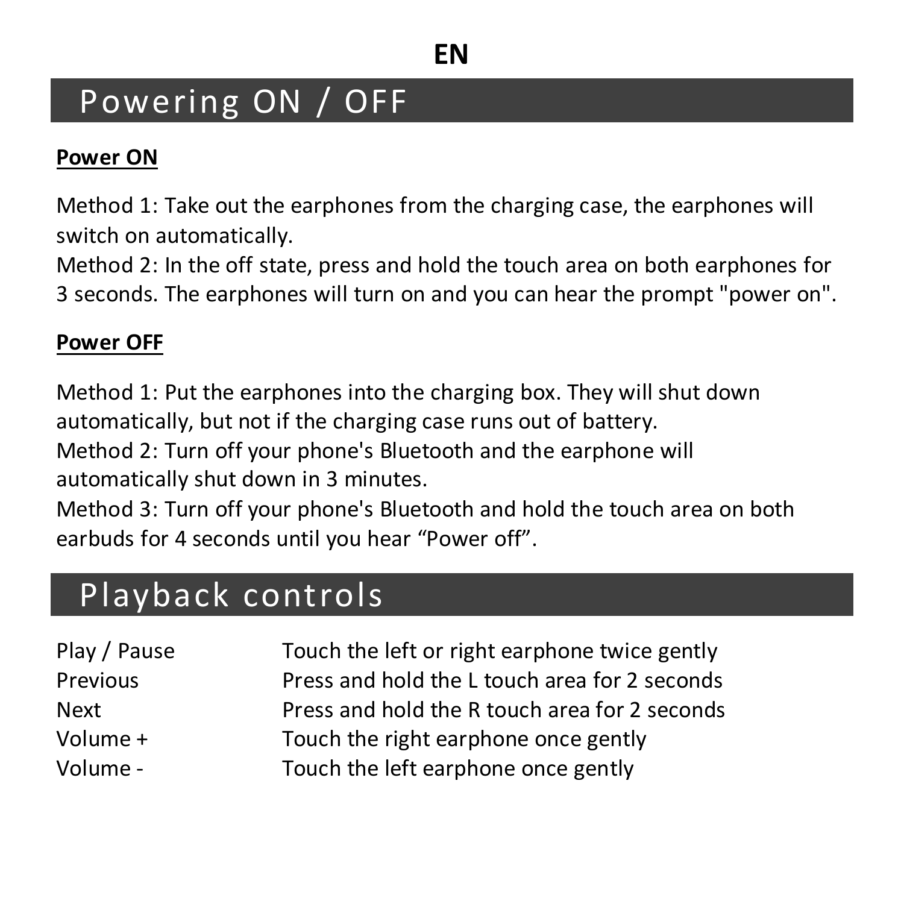EN

## Powering ON / OFF

**Power ON**

Method 1: Take out the earphones from the charging case, the earphones will switch on automatically.
Method 2: In the off state, press and hold the touch area on both earphones for 3 seconds. The earphones will turn on and you can hear the prompt "power on".

**Power OFF**

Method 1: Put the earphones into the charging box. They will shut down automatically, but not if the charging case runs out of battery.
Method 2: Turn off your phone's Bluetooth and the earphone will automatically shut down in 3 minutes.
Method 3: Turn off your phone's Bluetooth and hold the touch area on both earbuds for 4 seconds until you hear “Power off”.

## Playback controls

| | |
|---|---|
| Play / Pause | Touch the left or right earphone twice gently |
| Previous | Press and hold the L touch area for 2 seconds |
| Next | Press and hold the R touch area for 2 seconds |
| Volume + | Touch the right earphone once gently |
| Volume - | Touch the left earphone once gently |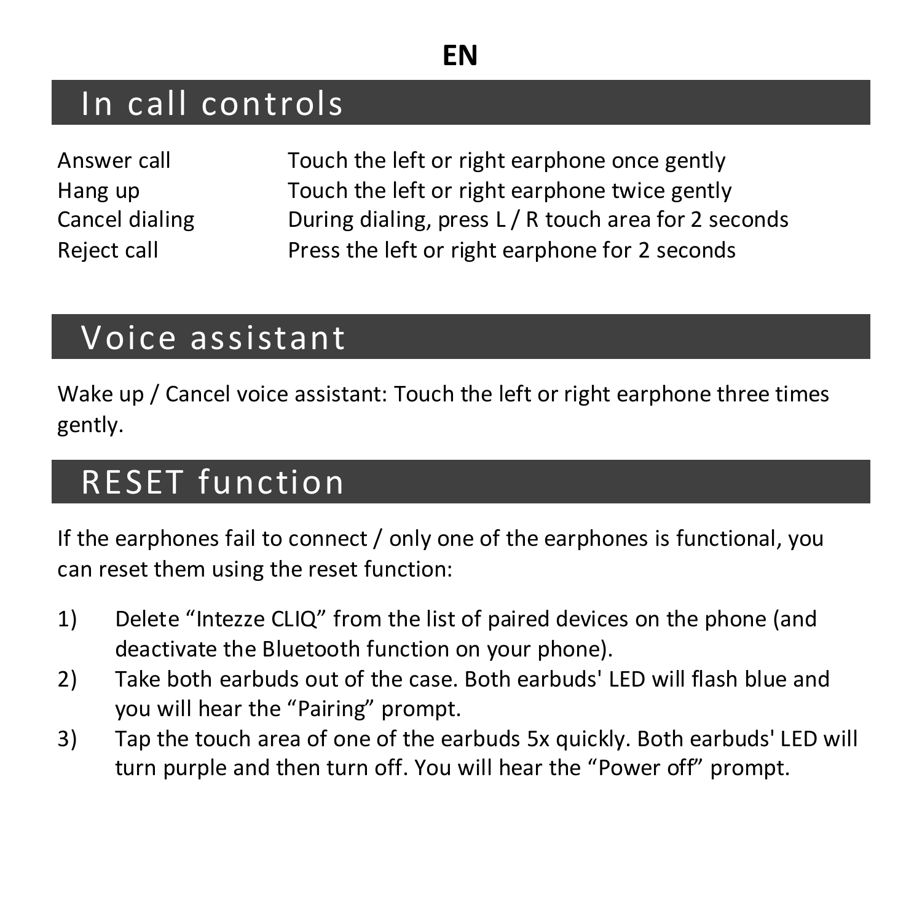## In call controls

| | |
|---|---|
| Answer call | Touch the left or right earphone once gently |
| Hang up | Touch the left or right earphone twice gently |
| Cancel dialing | During dialing, press L / R touch area for 2 seconds |
| Reject call | Press the left or right earphone for 2 seconds |

## Voice assistant

Wake up / Cancel voice assistant: Touch the left or right earphone three times gently.

## RESET function

If the earphones fail to connect / only one of the earphones is functional, you can reset them using the reset function:

1) Delete "Intezze CLIQ" from the list of paired devices on the phone (and deactivate the Bluetooth function on your phone).
2) Take both earbuds out of the case. Both earbuds' LED will flash blue and you will hear the "Pairing" prompt.
3) Tap the touch area of one of the earbuds 5x quickly. Both earbuds' LED will turn purple and then turn off. You will hear the "Power off" prompt.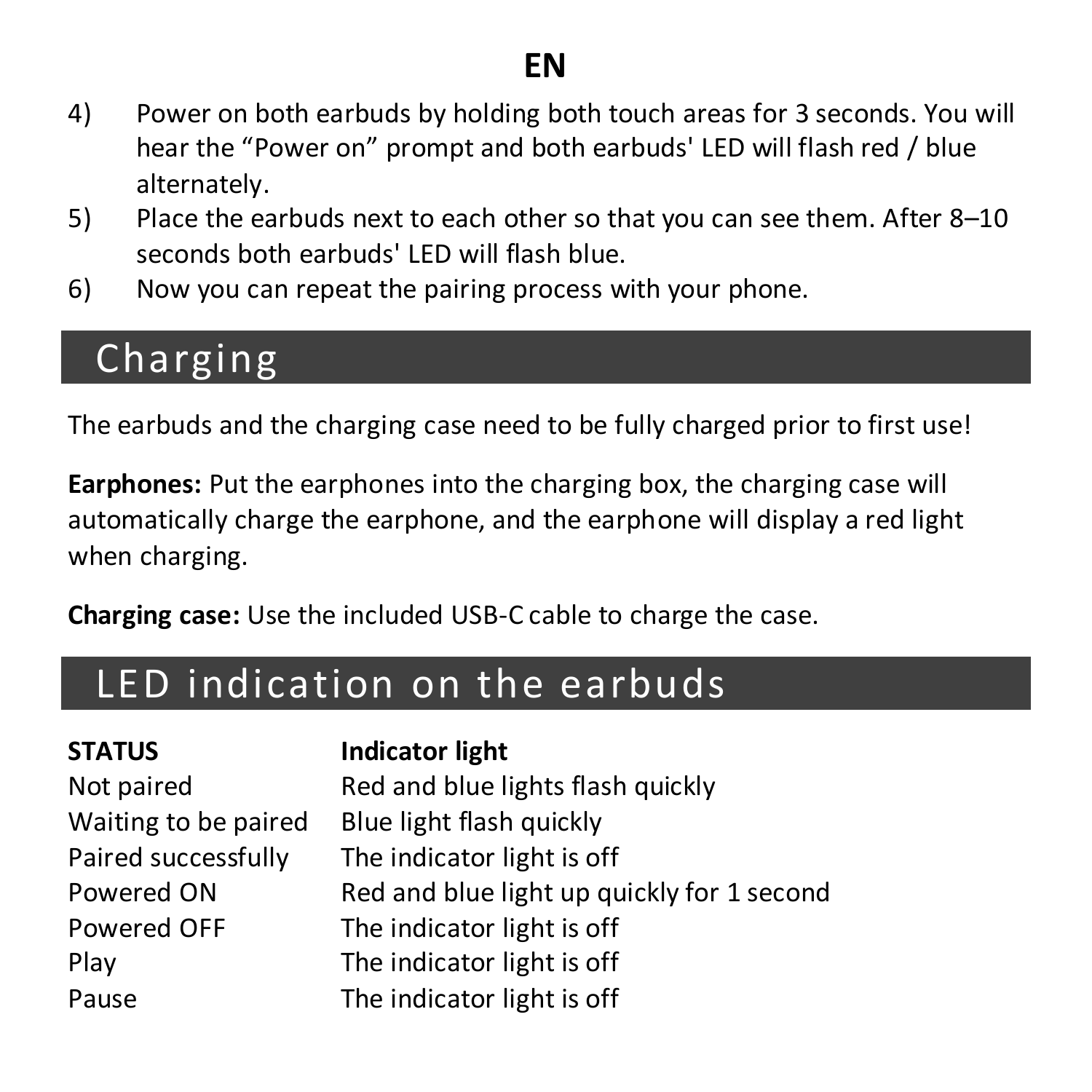4) Power on both earbuds by holding both touch areas for 3 seconds. You will hear the "Power on" prompt and both earbuds' LED will flash red / blue alternately.
5) Place the earbuds next to each other so that you can see them. After 8–10 seconds both earbuds' LED will flash blue.
6) Now you can repeat the pairing process with your phone.

## Charging

The earbuds and the charging case need to be fully charged prior to first use!

**Earphones:** Put the earphones into the charging box, the charging case will automatically charge the earphone, and the earphone will display a red light when charging.

**Charging case:** Use the included USB-C cable to charge the case.

## LED indication on the earbuds

| STATUS | Indicator light |
|---|---|
| Not paired | Red and blue lights flash quickly |
| Waiting to be paired | Blue light flash quickly |
| Paired successfully | The indicator light is off |
| Powered ON | Red and blue light up quickly for 1 second |
| Powered OFF | The indicator light is off |
| Play | The indicator light is off |
| Pause | The indicator light is off |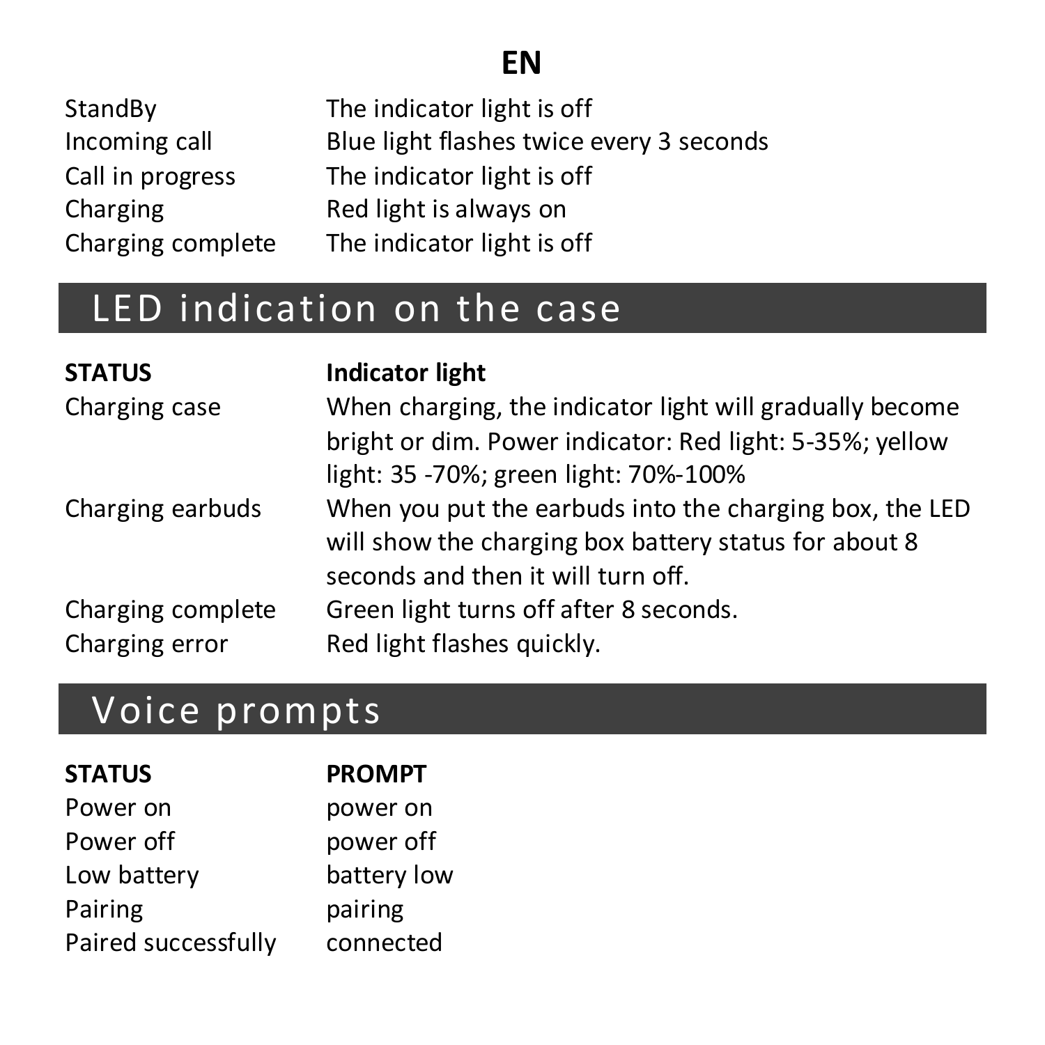# EN

| | |
|---|---|
| StandBy | The indicator light is off |
| Incoming call | Blue light flashes twice every 3 seconds |
| Call in progress | The indicator light is off |
| Charging | Red light is always on |
| Charging complete | The indicator light is off |

## LED indication on the case

| **STATUS** | **Indicator light** |
|---|---|
| Charging case | When charging, the indicator light will gradually become bright or dim. Power indicator: Red light: 5-35%; yellow light: 35 -70%; green light: 70%-100% |
| Charging earbuds | When you put the earbuds into the charging box, the LED will show the charging box battery status for about 8 seconds and then it will turn off. |
| Charging complete | Green light turns off after 8 seconds. |
| Charging error | Red light flashes quickly. |

## Voice prompts

| **STATUS** | **PROMPT** |
|---|---|
| Power on | power on |
| Power off | power off |
| Low battery | battery low |
| Pairing | pairing |
| Paired successfully | connected |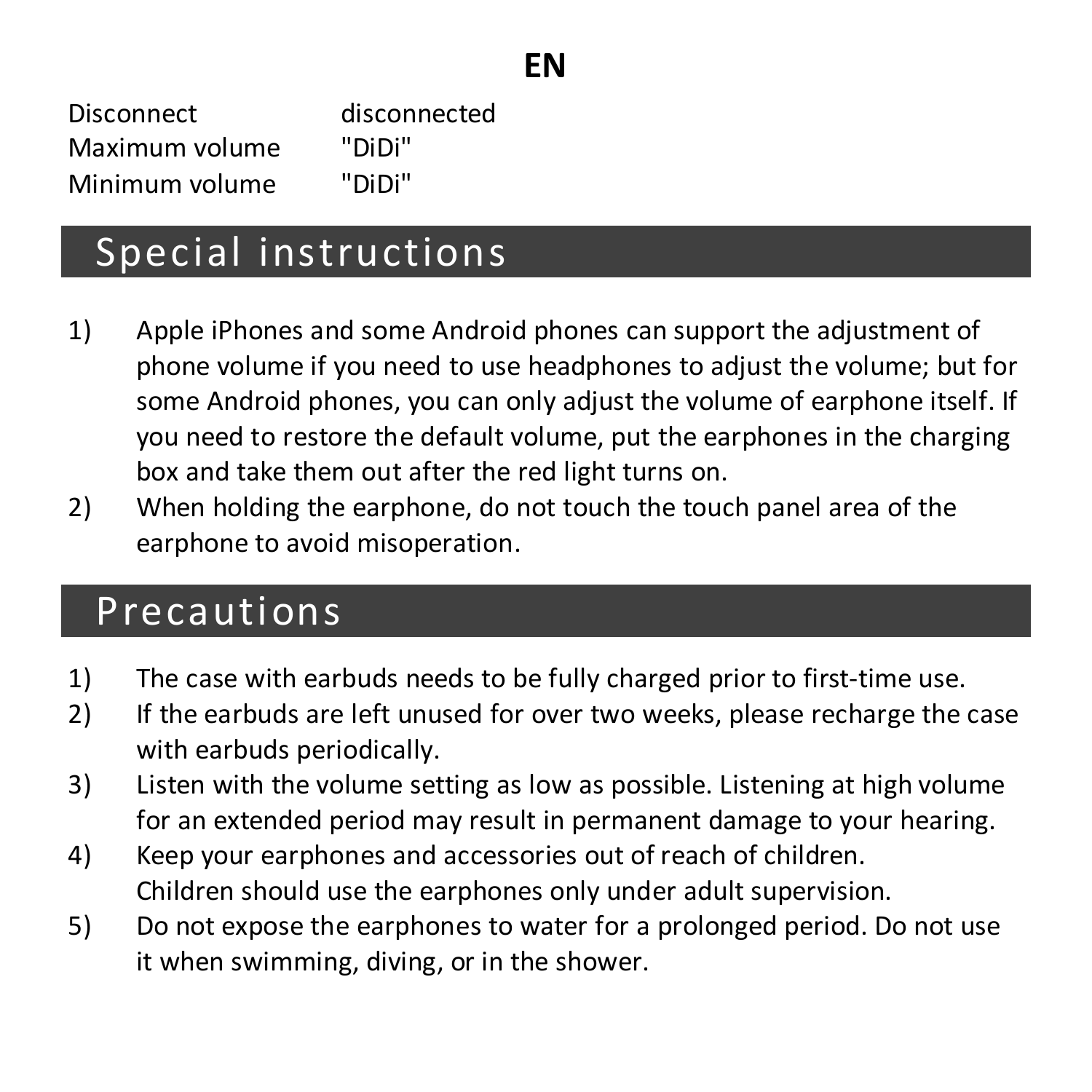EN

| | |
|---|---|
| Disconnect | disconnected |
| Maximum volume | "DiDi" |
| Minimum volume | "DiDi" |

## Special instructions

1) Apple iPhones and some Android phones can support the adjustment of phone volume if you need to use headphones to adjust the volume; but for some Android phones, you can only adjust the volume of earphone itself. If you need to restore the default volume, put the earphones in the charging box and take them out after the red light turns on.
2) When holding the earphone, do not touch the touch panel area of the earphone to avoid misoperation.

## Precautions

1) The case with earbuds needs to be fully charged prior to first-time use.
2) If the earbuds are left unused for over two weeks, please recharge the case with earbuds periodically.
3) Listen with the volume setting as low as possible. Listening at high volume for an extended period may result in permanent damage to your hearing.
4) Keep your earphones and accessories out of reach of children. Children should use the earphones only under adult supervision.
5) Do not expose the earphones to water for a prolonged period. Do not use it when swimming, diving, or in the shower.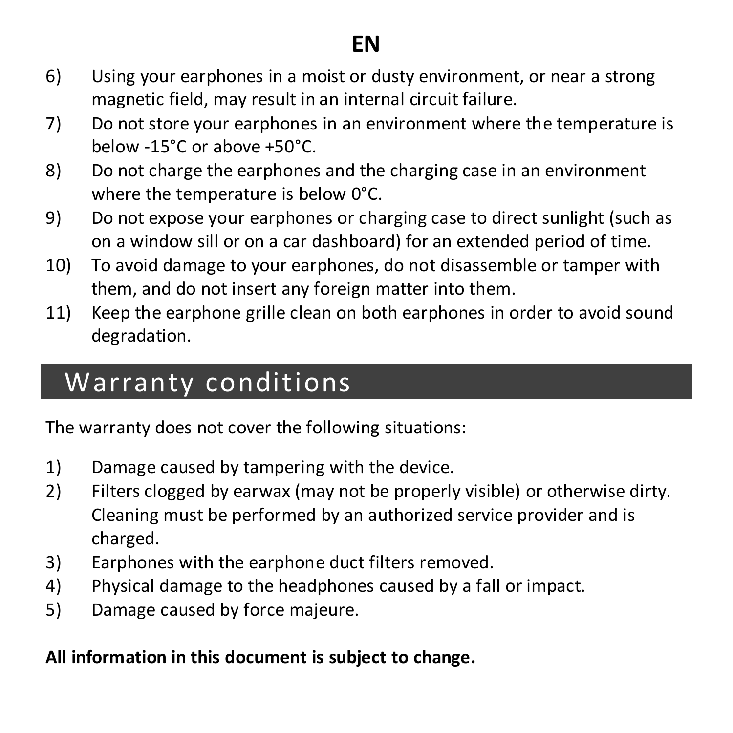6) Using your earphones in a moist or dusty environment, or near a strong magnetic field, may result in an internal circuit failure.
7) Do not store your earphones in an environment where the temperature is below -15°C or above +50°C.
8) Do not charge the earphones and the charging case in an environment where the temperature is below 0°C.
9) Do not expose your earphones or charging case to direct sunlight (such as on a window sill or on a car dashboard) for an extended period of time.
10) To avoid damage to your earphones, do not disassemble or tamper with them, and do not insert any foreign matter into them.
11) Keep the earphone grille clean on both earphones in order to avoid sound degradation.

# Warranty conditions

The warranty does not cover the following situations:

1) Damage caused by tampering with the device.
2) Filters clogged by earwax (may not be properly visible) or otherwise dirty. Cleaning must be performed by an authorized service provider and is charged.
3) Earphones with the earphone duct filters removed.
4) Physical damage to the headphones caused by a fall or impact.
5) Damage caused by force majeure.

**All information in this document is subject to change.**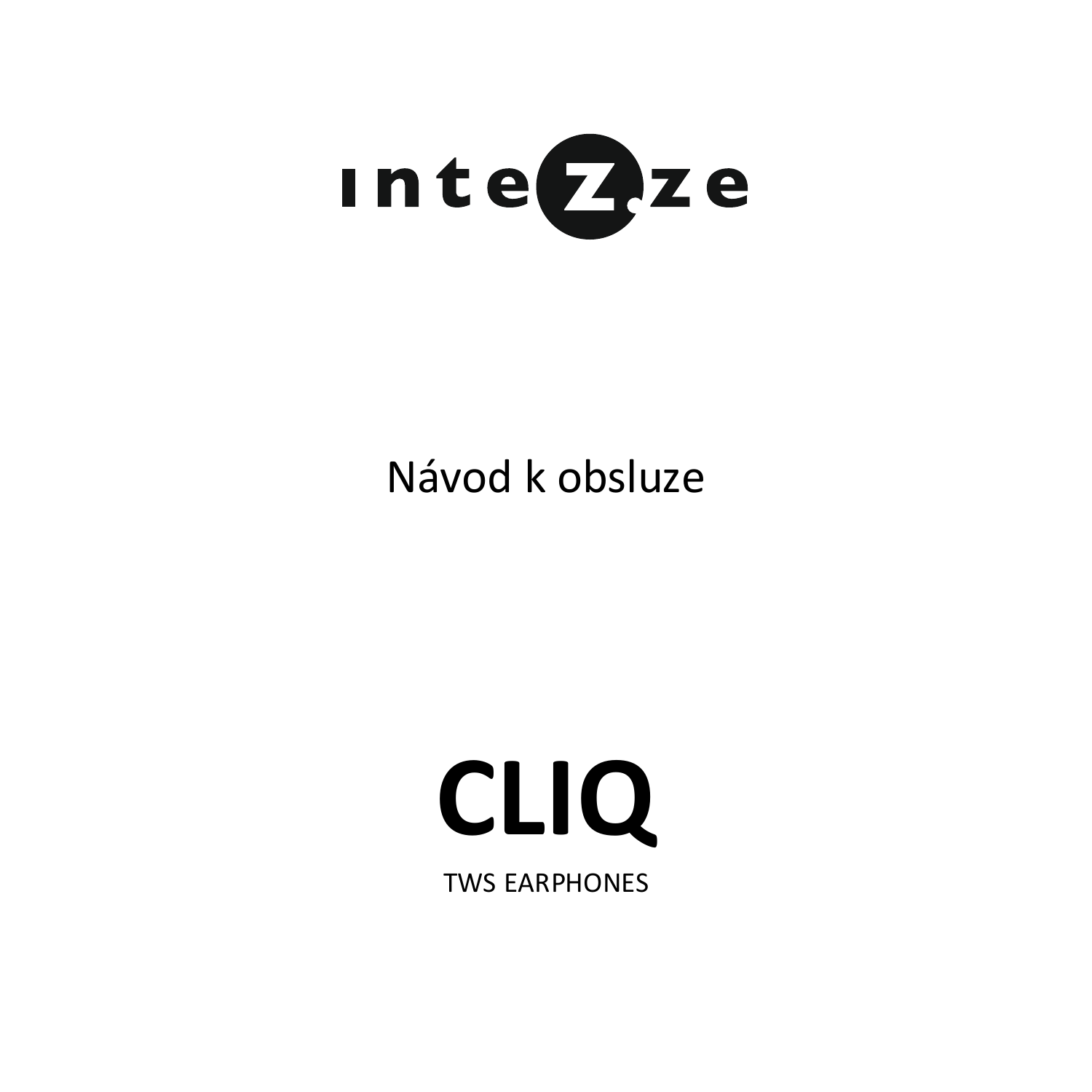intezze

Návod k obsluze

# CLIQ

TWS EARPHONES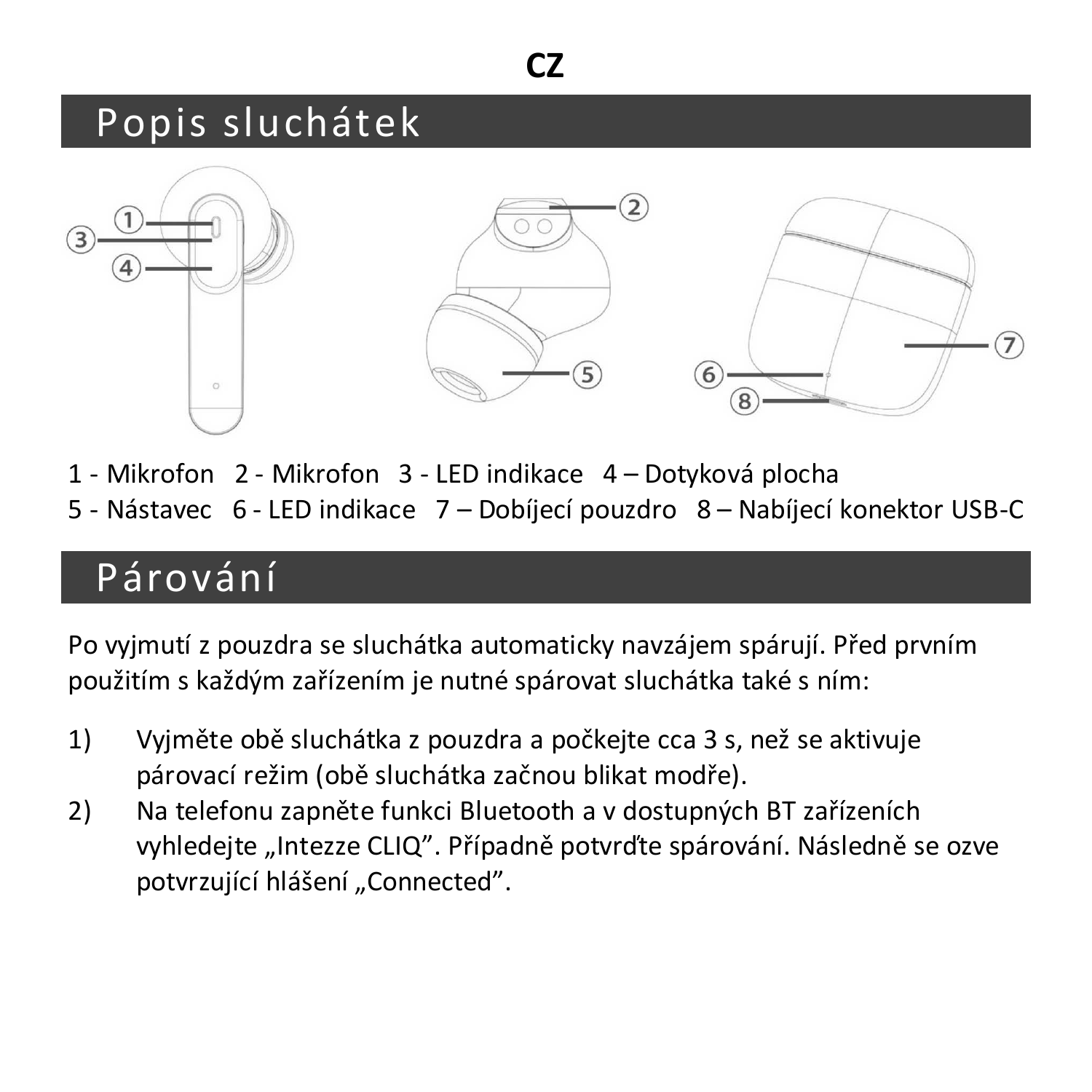CZ

# Popis sluchátek

1 - Mikrofon   2 - Mikrofon   3 - LED indikace   4 – Dotyková plocha
5 - Nástavec   6 - LED indikace   7 – Dobíjecí pouzdro   8 – Nabíjecí konektor USB-C

# Párování

Po vyjmutí z pouzdra se sluchátka automaticky navzájem spárují. Před prvním použitím s každým zařízením je nutné spárovat sluchátka také s ním:

1) Vyjměte obě sluchátka z pouzdra a počkejte cca 3 s, než se aktivuje párovací režim (obě sluchátka začnou blikat modře).
2) Na telefonu zapněte funkci Bluetooth a v dostupných BT zařízeních vyhledejte „Intezze CLIQ”. Případně potvrďte spárování. Následně se ozve potvrzující hlášení „Connected”.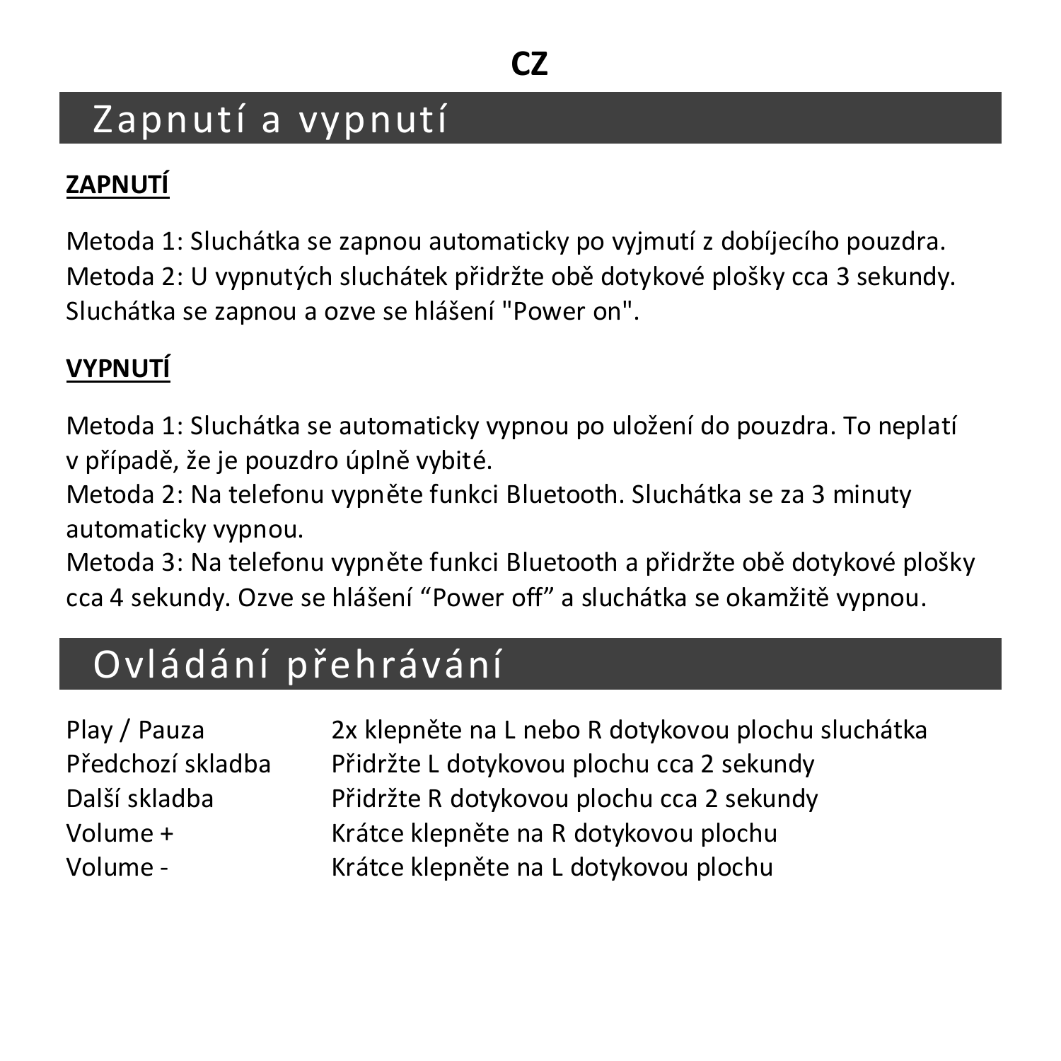CZ

# Zapnutí a vypnutí

**ZAPNUTÍ**

Metoda 1: Sluchátka se zapnou automaticky po vyjmutí z dobíjecího pouzdra.
Metoda 2: U vypnutých sluchátek přidržte obě dotykové plošky cca 3 sekundy. Sluchátka se zapnou a ozve se hlášení "Power on".

**VYPNUTÍ**

Metoda 1: Sluchátka se automaticky vypnou po uložení do pouzdra. To neplatí v případě, že je pouzdro úplně vybité.
Metoda 2: Na telefonu vypněte funkci Bluetooth. Sluchátka se za 3 minuty automaticky vypnou.
Metoda 3: Na telefonu vypněte funkci Bluetooth a přidržte obě dotykové plošky cca 4 sekundy. Ozve se hlášení “Power off” a sluchátka se okamžitě vypnou.

# Ovládání přehrávání

| | |
|---|---|
| Play / Pauza | 2x klepněte na L nebo R dotykovou plochu sluchátka |
| Předchozí skladba | Přidržte L dotykovou plochu cca 2 sekundy |
| Další skladba | Přidržte R dotykovou plochu cca 2 sekundy |
| Volume + | Krátce klepněte na R dotykovou plochu |
| Volume - | Krátce klepněte na L dotykovou plochu |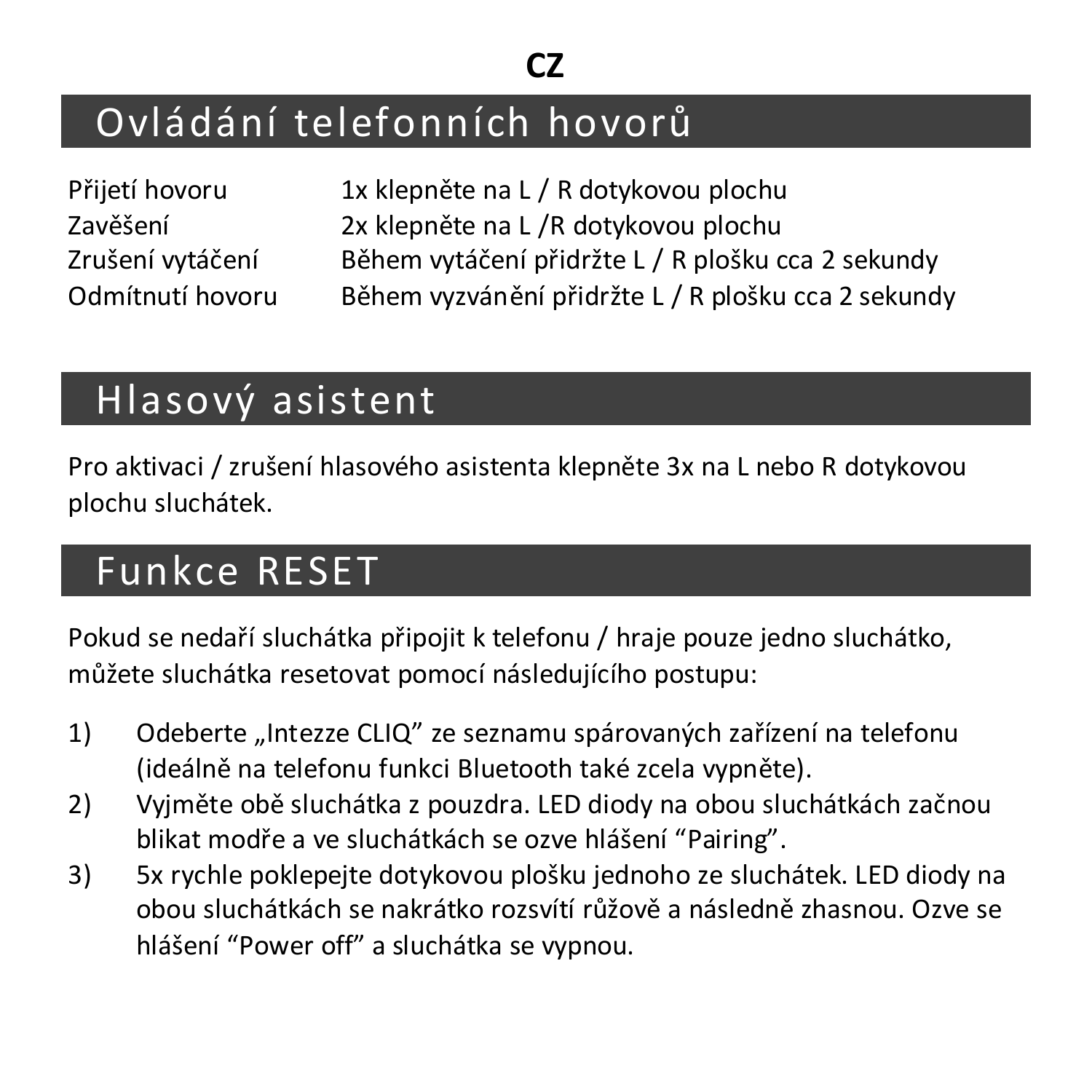**CZ**

## Ovládání telefonních hovorů

| | |
|---|---|
| Přijetí hovoru | 1x klepněte na L / R dotykovou plochu |
| Zavěšení | 2x klepněte na L /R dotykovou plochu |
| Zrušení vytáčení | Během vytáčení přidržte L / R plošku cca 2 sekundy |
| Odmítnutí hovoru | Během vyzvánění přidržte L / R plošku cca 2 sekundy |

## Hlasový asistent

Pro aktivaci / zrušení hlasového asistenta klepněte 3x na L nebo R dotykovou plochu sluchátek.

## Funkce RESET

Pokud se nedaří sluchátka připojit k telefonu / hraje pouze jedno sluchátko, můžete sluchátka resetovat pomocí následujícího postupu:

1) Odeberte „Intezze CLIQ" ze seznamu spárovaných zařízení na telefonu (ideálně na telefonu funkci Bluetooth také zcela vypněte).
2) Vyjměte obě sluchátka z pouzdra. LED diody na obou sluchátkách začnou blikat modře a ve sluchátkách se ozve hlášení "Pairing".
3) 5x rychle poklepejte dotykovou plošku jednoho ze sluchátek. LED diody na obou sluchátkách se nakrátko rozsvítí růžově a následně zhasnou. Ozve se hlášení "Power off" a sluchátka se vypnou.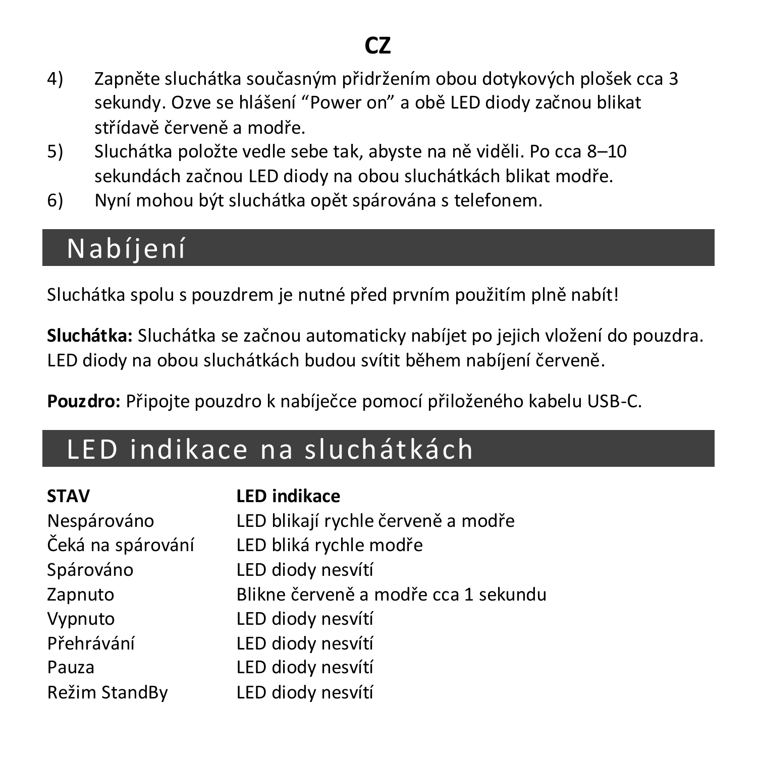4) Zapněte sluchátka současným přidržením obou dotykových plošek cca 3 sekundy. Ozve se hlášení “Power on” a obě LED diody začnou blikat střídavě červeně a modře.
5) Sluchátka položte vedle sebe tak, abyste na ně viděli. Po cca 8–10 sekundách začnou LED diody na obou sluchátkách blikat modře.
6) Nyní mohou být sluchátka opět spárována s telefonem.

## Nabíjení

Sluchátka spolu s pouzdrem je nutné před prvním použitím plně nabít!

**Sluchátka:** Sluchátka se začnou automaticky nabíjet po jejich vložení do pouzdra. LED diody na obou sluchátkách budou svítit během nabíjení červeně.

**Pouzdro:** Připojte pouzdro k nabíječce pomocí přiloženého kabelu USB-C.

## LED indikace na sluchátkách

| **STAV** | **LED indikace** |
| --- | --- |
| Nespárováno | LED blikají rychle červeně a modře |
| Čeká na spárování | LED bliká rychle modře |
| Spárováno | LED diody nesvítí |
| Zapnuto | Blikne červeně a modře cca 1 sekundu |
| Vypnuto | LED diody nesvítí |
| Přehrávání | LED diody nesvítí |
| Pauza | LED diody nesvítí |
| Režim StandBy | LED diody nesvítí |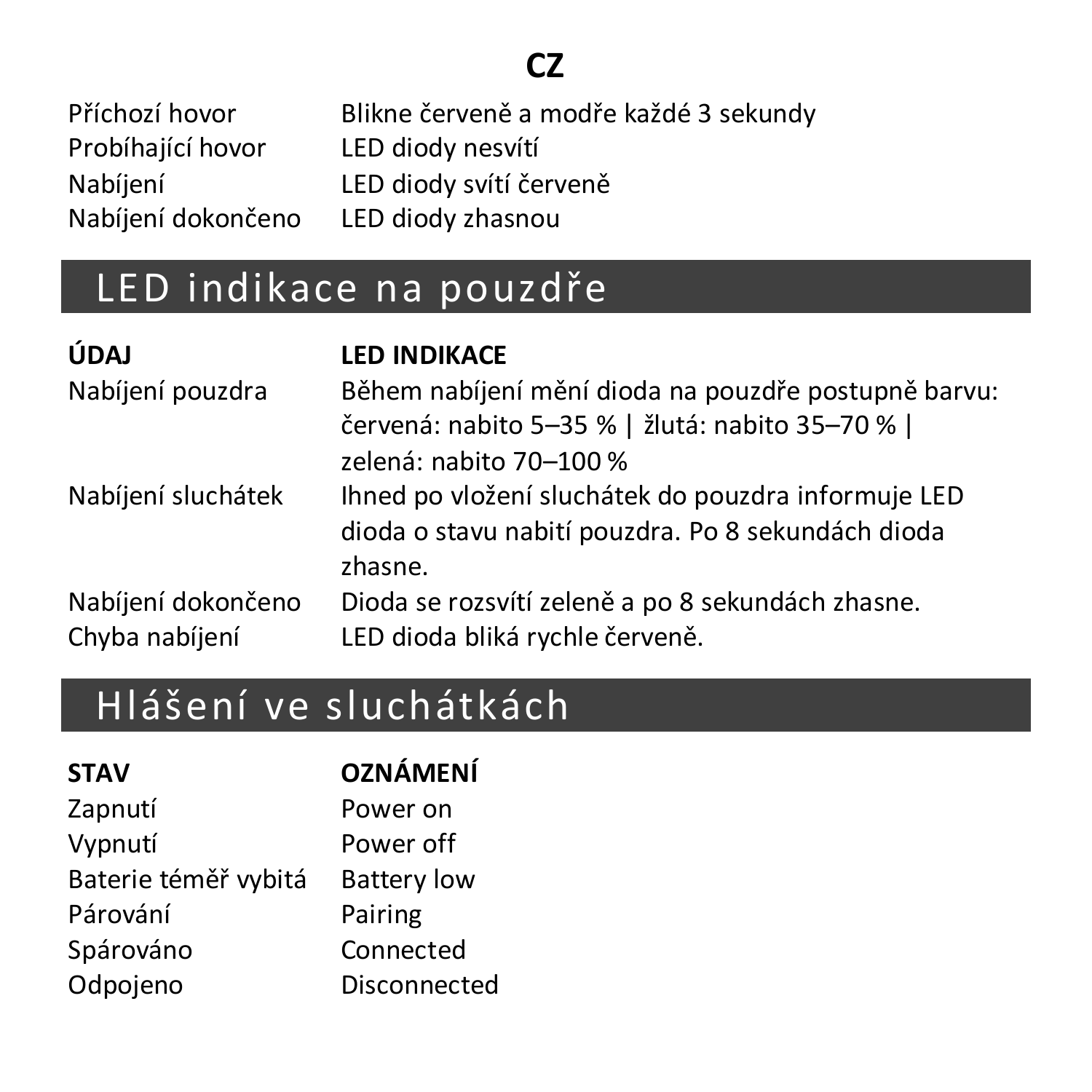**CZ**

| | |
|---|---|
| Příchozí hovor | Blikne červeně a modře každé 3 sekundy |
| Probíhající hovor | LED diody nesvítí |
| Nabíjení | LED diody svítí červeně |
| Nabíjení dokončeno | LED diody zhasnou |

## LED indikace na pouzdře

| ÚDAJ | LED INDIKACE |
|---|---|
| Nabíjení pouzdra | Během nabíjení mění dioda na pouzdře postupně barvu: červená: nabito 5–35 % \| žlutá: nabito 35–70 % \| zelená: nabito 70–100 % |
| Nabíjení sluchátek | Ihned po vložení sluchátek do pouzdra informuje LED dioda o stavu nabití pouzdra. Po 8 sekundách dioda zhasne. |
| Nabíjení dokončeno | Dioda se rozsvítí zeleně a po 8 sekundách zhasne. |
| Chyba nabíjení | LED dioda bliká rychle červeně. |

## Hlášení ve sluchátkách

| STAV | OZNÁMENÍ |
|---|---|
| Zapnutí | Power on |
| Vypnutí | Power off |
| Baterie téměř vybitá | Battery low |
| Párování | Pairing |
| Spárováno | Connected |
| Odpojeno | Disconnected |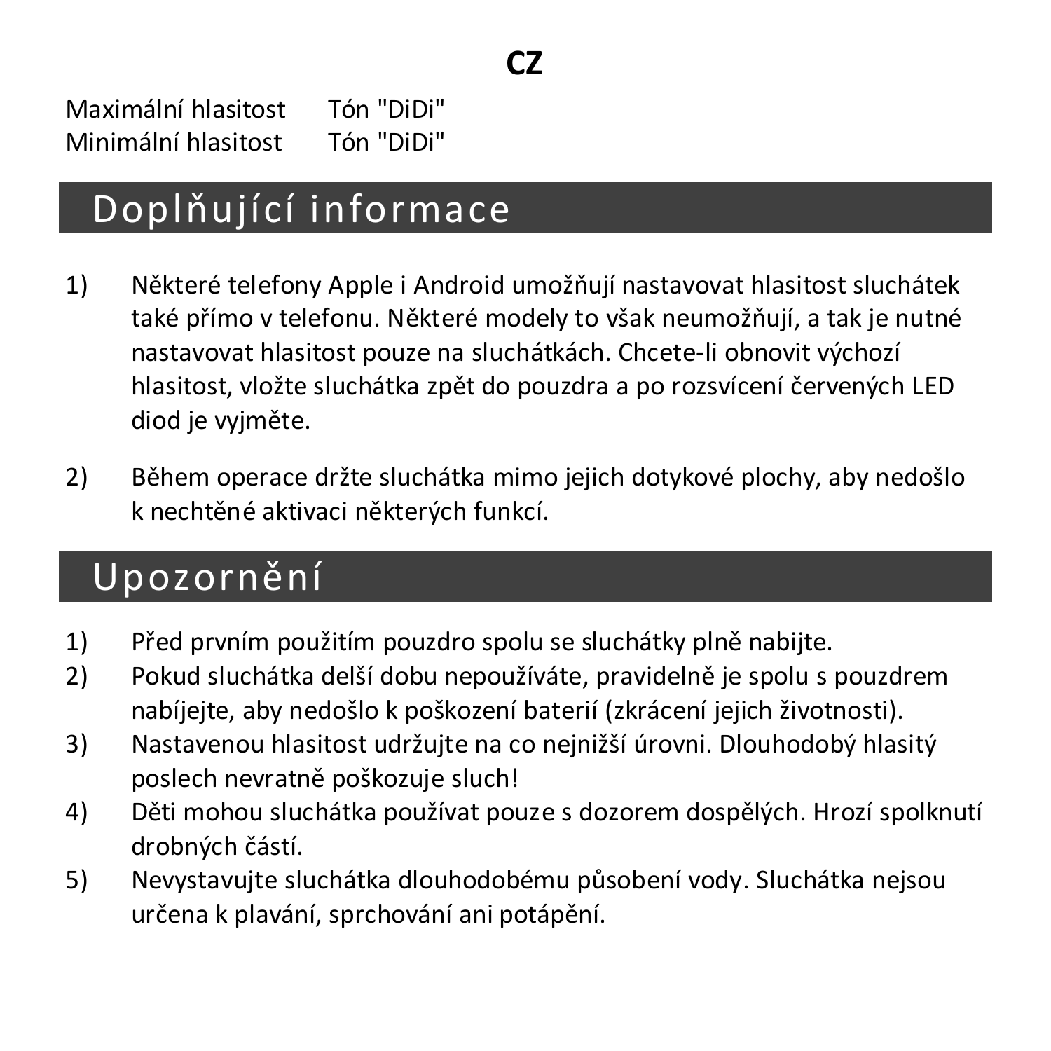**CZ**

| | |
|---|---|
| Maximální hlasitost | Tón "DiDi" |
| Minimální hlasitost | Tón "DiDi" |

## Doplňující informace

1) Některé telefony Apple i Android umožňují nastavovat hlasitost sluchátek také přímo v telefonu. Některé modely to však neumožňují, a tak je nutné nastavovat hlasitost pouze na sluchátkách. Chcete-li obnovit výchozí hlasitost, vložte sluchátka zpět do pouzdra a po rozsvícení červených LED diod je vyjměte.

2) Během operace držte sluchátka mimo jejich dotykové plochy, aby nedošlo k nechtěné aktivaci některých funkcí.

## Upozornění

1) Před prvním použitím pouzdro spolu se sluchátky plně nabijte.
2) Pokud sluchátka delší dobu nepoužíváte, pravidelně je spolu s pouzdrem nabíjejte, aby nedošlo k poškození baterií (zkrácení jejich životnosti).
3) Nastavenou hlasitost udržujte na co nejnižší úrovni. Dlouhodobý hlasitý poslech nevratně poškozuje sluch!
4) Děti mohou sluchátka používat pouze s dozorem dospělých. Hrozí spolknutí drobných částí.
5) Nevystavujte sluchátka dlouhodobému působení vody. Sluchátka nejsou určena k plavání, sprchování ani potápění.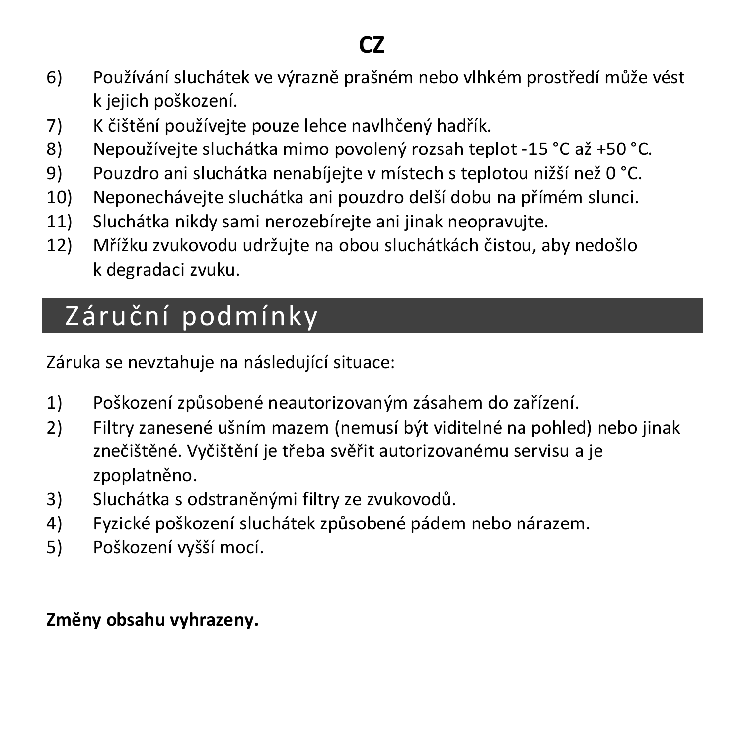6) Používání sluchátek ve výrazně prašném nebo vlhkém prostředí může vést k jejich poškození.
7) K čištění používejte pouze lehce navlhčený hadřík.
8) Nepoužívejte sluchátka mimo povolený rozsah teplot -15 °C až +50 °C.
9) Pouzdro ani sluchátka nenabíjejte v místech s teplotou nižší než 0 °C.
10) Neponechávejte sluchátka ani pouzdro delší dobu na přímém slunci.
11) Sluchátka nikdy sami nerozebírejte ani jinak neopravujte.
12) Mřížku zvukovodu udržujte na obou sluchátkách čistou, aby nedošlo k degradaci zvuku.

## Záruční podmínky

Záruka se nevztahuje na následující situace:

1) Poškození způsobené neautorizovaným zásahem do zařízení.
2) Filtry zanesené ušním mazem (nemusí být viditelné na pohled) nebo jinak znečištěné. Vyčištění je třeba svěřit autorizovanému servisu a je zpoplatněno.
3) Sluchátka s odstraněnými filtry ze zvukovodů.
4) Fyzické poškození sluchátek způsobené pádem nebo nárazem.
5) Poškození vyšší mocí.

**Změny obsahu vyhrazeny.**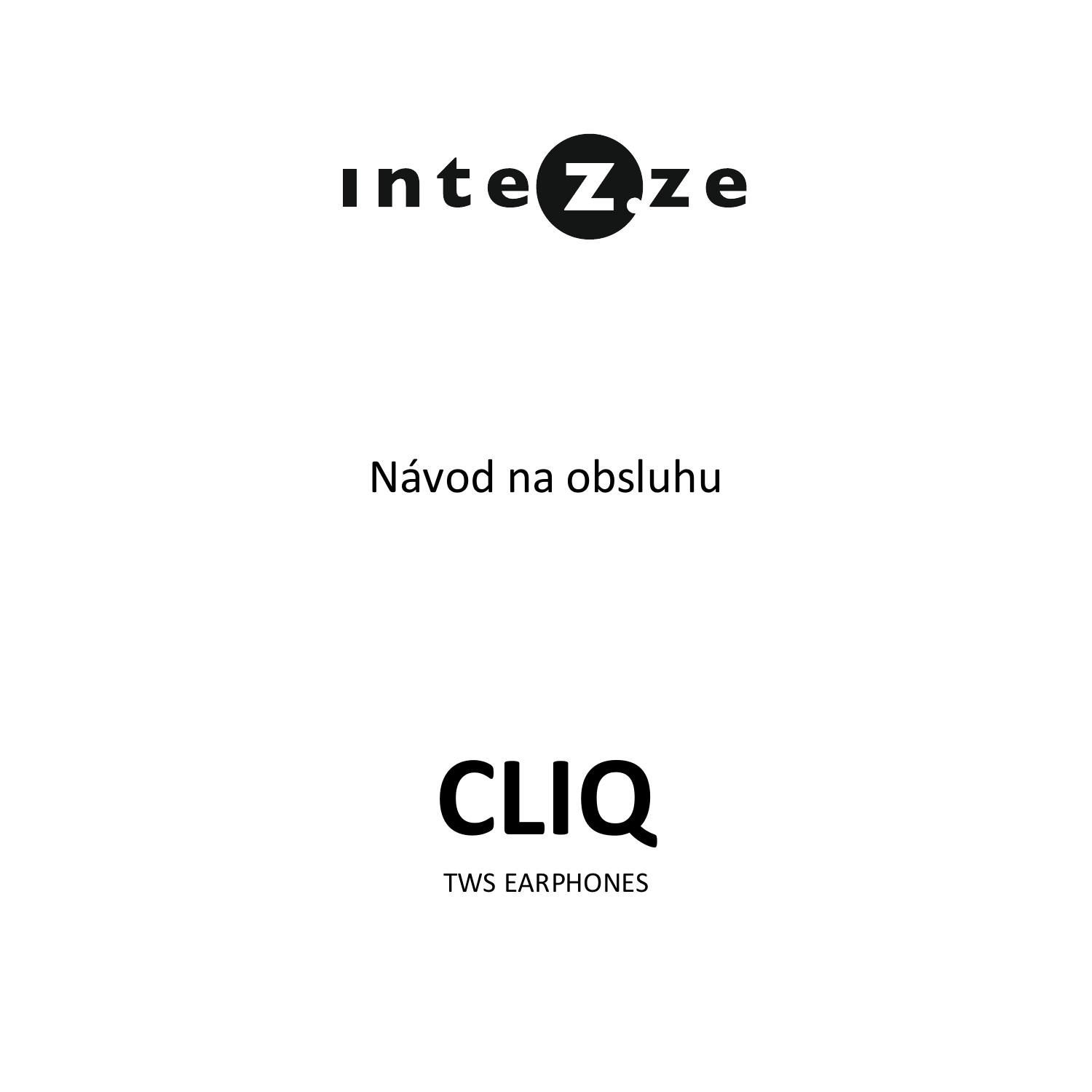inteZze

Návod na obsluhu

# CLIQ

TWS EARPHONES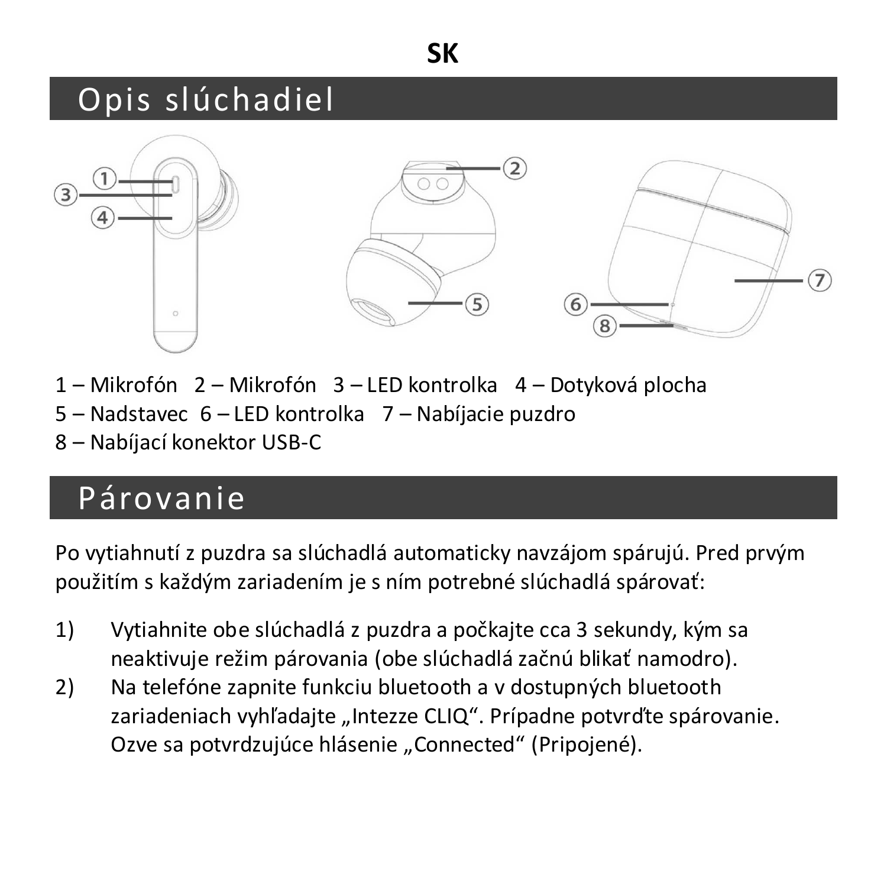SK

# Opis slúchadiel

1 – Mikrofón   2 – Mikrofón   3 – LED kontrolka   4 – Dotyková plocha
5 – Nadstavec  6 – LED kontrolka   7 – Nabíjacie puzdro
8 – Nabíjací konektor USB-C

# Párovanie

Po vytiahnutí z puzdra sa slúchadlá automaticky navzájom spárujú. Pred prvým použitím s každým zariadením je s ním potrebné slúchadlá spárovať:

1) Vytiahnite obe slúchadlá z puzdra a počkajte cca 3 sekundy, kým sa neaktivuje režim párovania (obe slúchadlá začnú blikať namodro).
2) Na telefóne zapnite funkciu bluetooth a v dostupných bluetooth zariadeniach vyhľadajte „Intezze CLIQ“. Prípadne potvrďte spárovanie. Ozve sa potvrdzujúce hlásenie „Connected“ (Pripojené).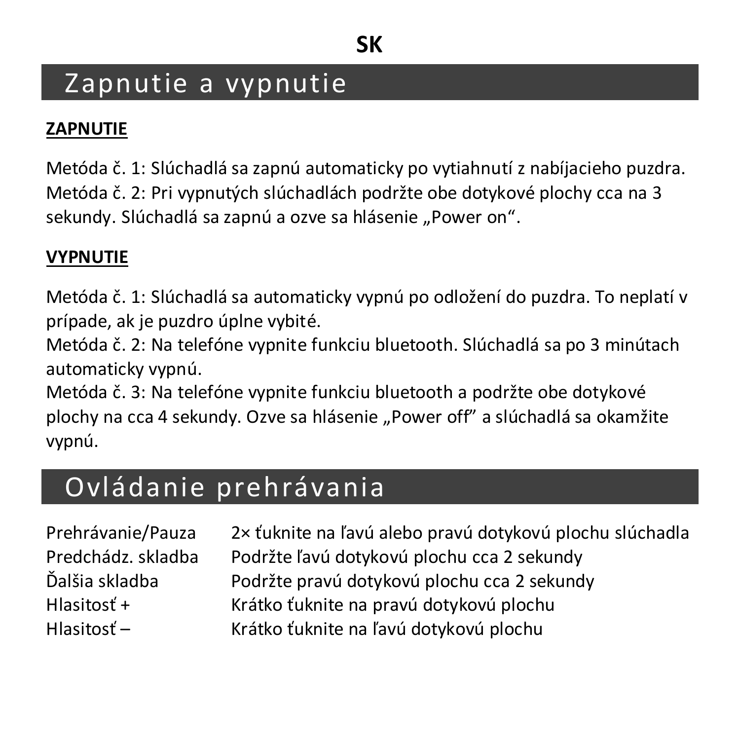**SK**

# Zapnutie a vypnutie

**ZAPNUTIE**

Metóda č. 1: Slúchadlá sa zapnú automaticky po vytiahnutí z nabíjacieho puzdra.
Metóda č. 2: Pri vypnutých slúchadlách podržte obe dotykové plochy cca na 3 sekundy. Slúchadlá sa zapnú a ozve sa hlásenie „Power on".

**VYPNUTIE**

Metóda č. 1: Slúchadlá sa automaticky vypnú po odložení do puzdra. To neplatí v prípade, ak je puzdro úplne vybité.
Metóda č. 2: Na telefóne vypnite funkciu bluetooth. Slúchadlá sa po 3 minútach automaticky vypnú.
Metóda č. 3: Na telefóne vypnite funkciu bluetooth a podržte obe dotykové plochy na cca 4 sekundy. Ozve sa hlásenie „Power off" a slúchadlá sa okamžite vypnú.

# Ovládanie prehrávania

| | |
|---|---|
| Prehrávanie/Pauza | 2× ťuknite na ľavú alebo pravú dotykovú plochu slúchadla |
| Predchádz. skladba | Podržte ľavú dotykovú plochu cca 2 sekundy |
| Ďalšia skladba | Podržte pravú dotykovú plochu cca 2 sekundy |
| Hlasitosť + | Krátko ťuknite na pravú dotykovú plochu |
| Hlasitosť – | Krátko ťuknite na ľavú dotykovú plochu |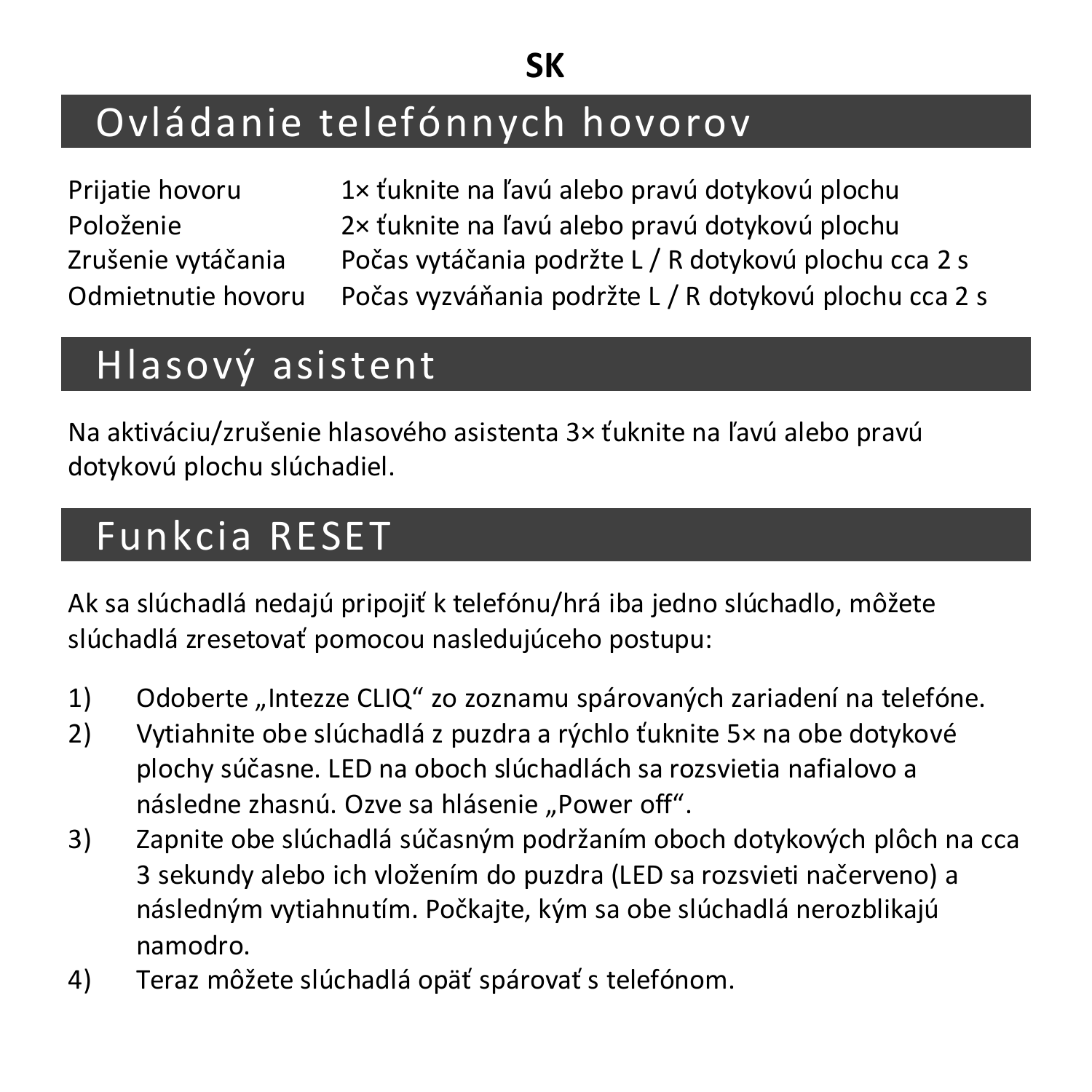**SK**

# Ovládanie telefónnych hovorov

| | |
|---|---|
| Prijatie hovoru | 1× ťuknite na ľavú alebo pravú dotykovú plochu |
| Položenie | 2× ťuknite na ľavú alebo pravú dotykovú plochu |
| Zrušenie vytáčania | Počas vytáčania podržte L / R dotykovú plochu cca 2 s |
| Odmietnutie hovoru | Počas vyzváňania podržte L / R dotykovú plochu cca 2 s |

# Hlasový asistent

Na aktiváciu/zrušenie hlasového asistenta 3× ťuknite na ľavú alebo pravú dotykovú plochu slúchadiel.

# Funkcia RESET

Ak sa slúchadlá nedajú pripojiť k telefónu/hrá iba jedno slúchadlo, môžete slúchadlá zresetovať pomocou nasledujúceho postupu:

1) Odoberte „Intezze CLIQ“ zo zoznamu spárovaných zariadení na telefóne.
2) Vytiahnite obe slúchadlá z puzdra a rýchlo ťuknite 5× na obe dotykové plochy súčasne. LED na oboch slúchadlách sa rozsvietia nafialovo a následne zhasnú. Ozve sa hlásenie „Power off“.
3) Zapnite obe slúchadlá súčasným podržaním oboch dotykových plôch na cca 3 sekundy alebo ich vložením do puzdra (LED sa rozsvieti načerveno) a následným vytiahnutím. Počkajte, kým sa obe slúchadlá nerozblikajú namodro.
4) Teraz môžete slúchadlá opäť spárovať s telefónom.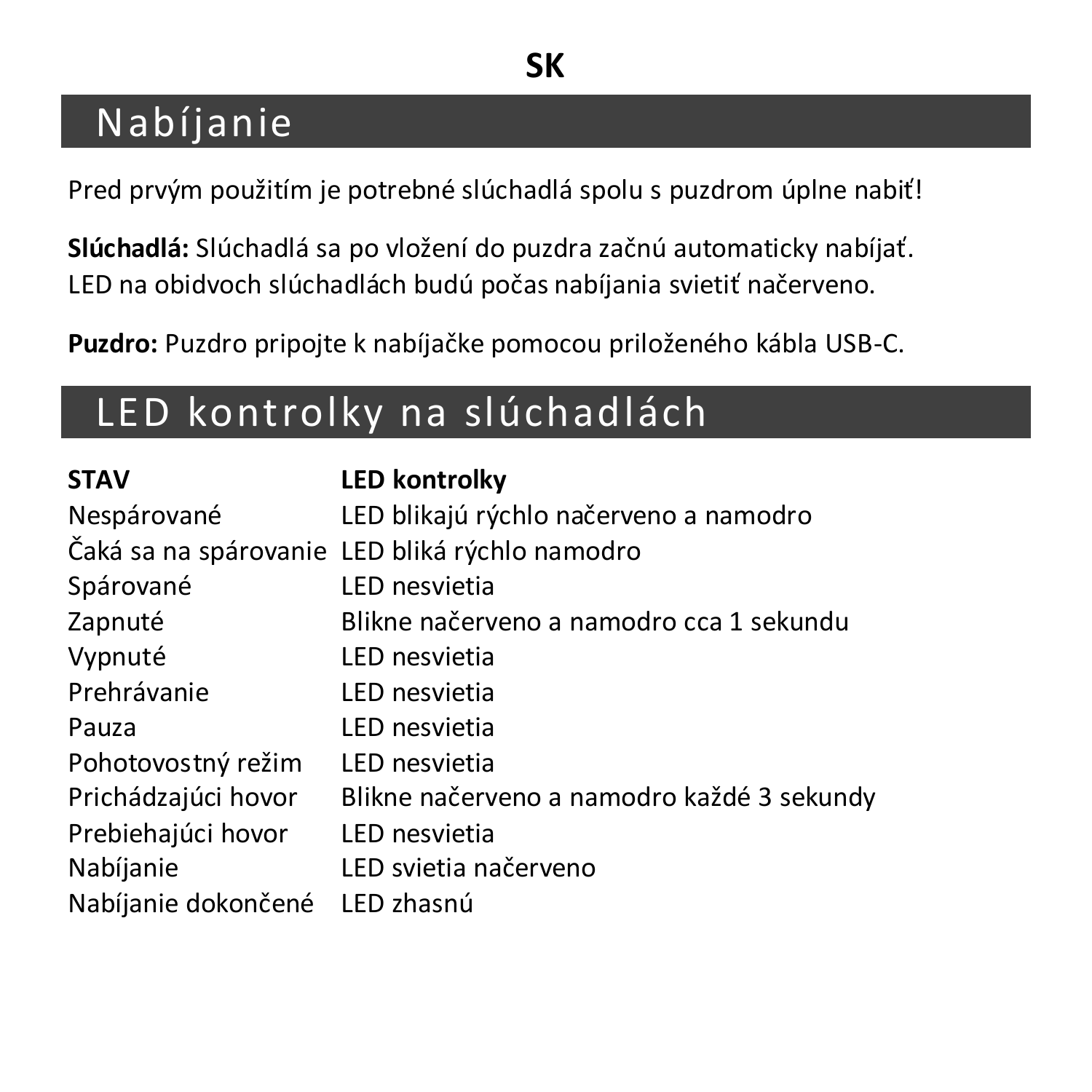SK

## Nabíjanie

Pred prvým použitím je potrebné slúchadlá spolu s puzdrom úplne nabiť!

**Slúchadlá:** Slúchadlá sa po vložení do puzdra začnú automaticky nabíjať. LED na obidvoch slúchadlách budú počas nabíjania svietiť načerveno.

**Puzdro:** Puzdro pripojte k nabíjačke pomocou priloženého kábla USB-C.

## LED kontrolky na slúchadlách

| STAV | LED kontrolky |
|---|---|
| Nespárované | LED blikajú rýchlo načerveno a namodro |
| Čaká sa na spárovanie | LED bliká rýchlo namodro |
| Spárované | LED nesvietia |
| Zapnuté | Blikne načerveno a namodro cca 1 sekundu |
| Vypnuté | LED nesvietia |
| Prehrávanie | LED nesvietia |
| Pauza | LED nesvietia |
| Pohotovostný režim | LED nesvietia |
| Prichádzajúci hovor | Blikne načerveno a namodro každé 3 sekundy |
| Prebiehajúci hovor | LED nesvietia |
| Nabíjanie | LED svietia načerveno |
| Nabíjanie dokončené | LED zhasnú |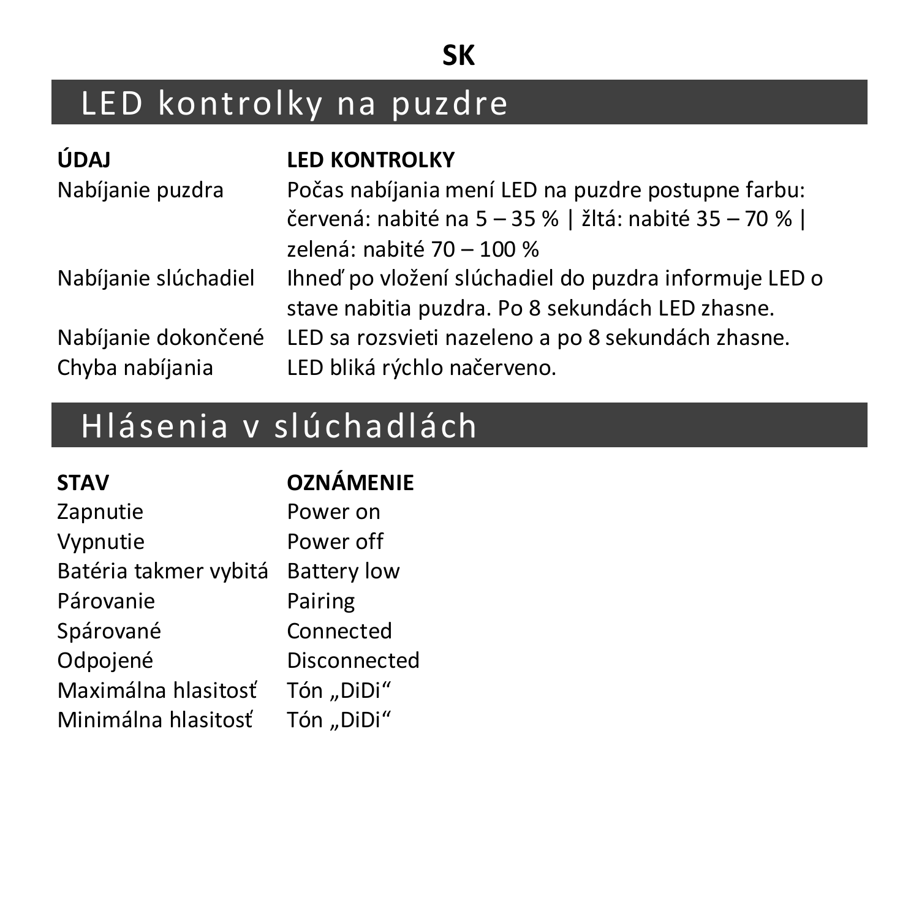**SK**

# LED kontrolky na puzdre

| ÚDAJ | LED KONTROLKY |
| --- | --- |
| Nabíjanie puzdra | Počas nabíjania mení LED na puzdre postupne farbu: červená: nabité na 5 – 35 % \| žltá: nabité 35 – 70 % \| zelená: nabité 70 – 100 % |
| Nabíjanie slúchadiel | Ihneď po vložení slúchadiel do puzdra informuje LED o stave nabitia puzdra. Po 8 sekundách LED zhasne. |
| Nabíjanie dokončené | LED sa rozsvieti nazeleno a po 8 sekundách zhasne. |
| Chyba nabíjania | LED bliká rýchlo načerveno. |

# Hlásenia v slúchadlách

| STAV | OZNÁMENIE |
| --- | --- |
| Zapnutie | Power on |
| Vypnutie | Power off |
| Batéria takmer vybitá | Battery low |
| Párovanie | Pairing |
| Spárované | Connected |
| Odpojené | Disconnected |
| Maximálna hlasitosť | Tón „DiDi“ |
| Minimálna hlasitosť | Tón „DiDi“ |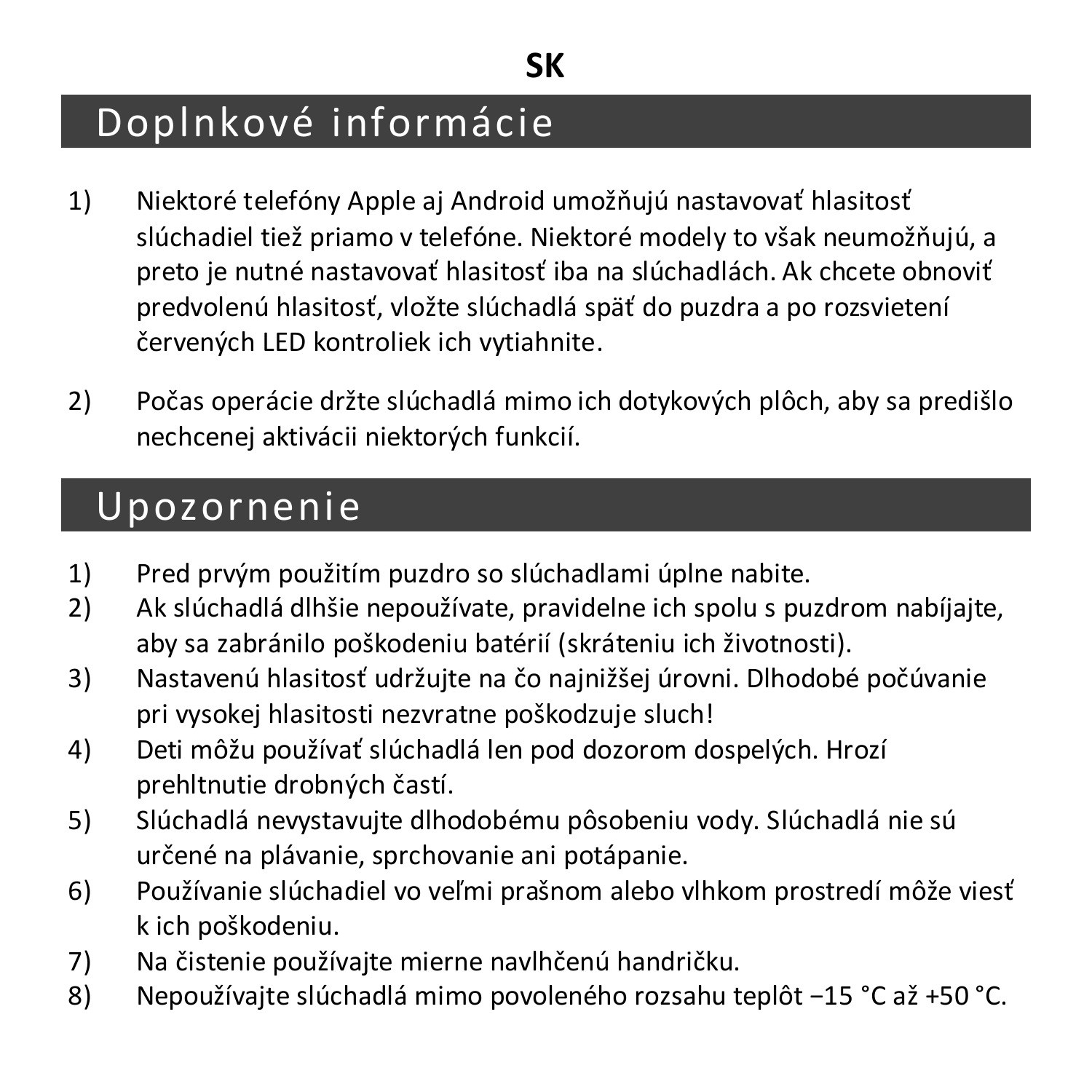**SK**

## Doplnkové informácie

1) Niektoré telefóny Apple aj Android umožňujú nastavovať hlasitosť slúchadiel tiež priamo v telefóne. Niektoré modely to však neumožňujú, a preto je nutné nastavovať hlasitosť iba na slúchadlách. Ak chcete obnoviť predvolenú hlasitosť, vložte slúchadlá späť do puzdra a po rozsvietení červených LED kontroliek ich vytiahnite.

2) Počas operácie držte slúchadlá mimo ich dotykových plôch, aby sa predišlo nechcenej aktivácii niektorých funkcií.

## Upozornenie

1) Pred prvým použitím puzdro so slúchadlami úplne nabite.
2) Ak slúchadlá dlhšie nepoužívate, pravidelne ich spolu s puzdrom nabíjajte, aby sa zabránilo poškodeniu batérií (skráteniu ich životnosti).
3) Nastavenú hlasitosť udržujte na čo najnižšej úrovni. Dlhodobé počúvanie pri vysokej hlasitosti nezvratne poškodzuje sluch!
4) Deti môžu používať slúchadlá len pod dozorom dospelých. Hrozí prehltnutie drobných častí.
5) Slúchadlá nevystavujte dlhodobému pôsobeniu vody. Slúchadlá nie sú určené na plávanie, sprchovanie ani potápanie.
6) Používanie slúchadiel vo veľmi prašnom alebo vlhkom prostredí môže viesť k ich poškodeniu.
7) Na čistenie používajte mierne navlhčenú handričku.
8) Nepoužívajte slúchadlá mimo povoleného rozsahu teplôt −15 °C až +50 °C.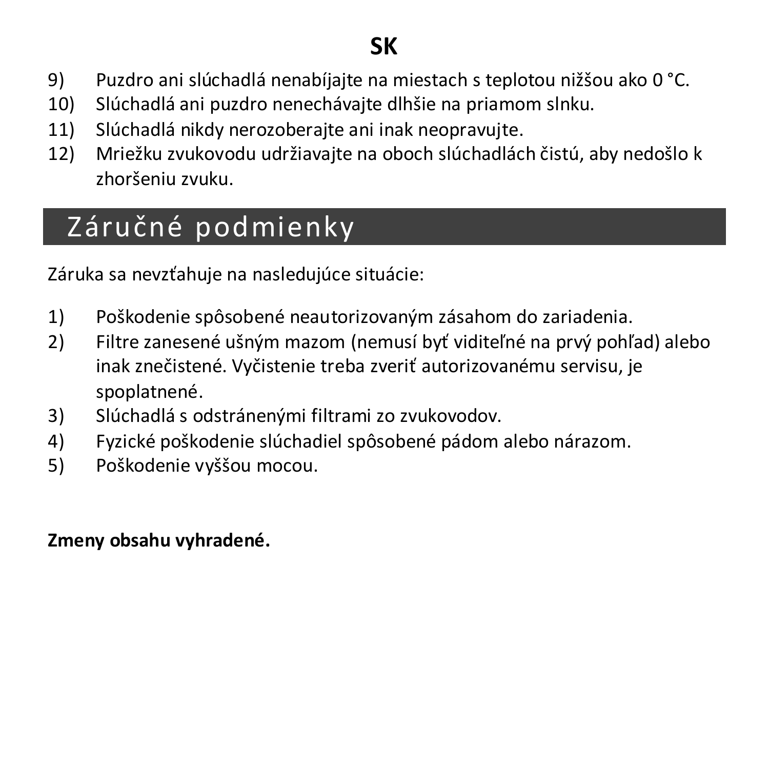9) Puzdro ani slúchadlá nenabíjajte na miestach s teplotou nižšou ako 0 °C.
10) Slúchadlá ani puzdro nenechávajte dlhšie na priamom slnku.
11) Slúchadlá nikdy nerozoberajte ani inak neopravujte.
12) Mriežku zvukovodu udržiavajte na oboch slúchadlách čistú, aby nedošlo k zhoršeniu zvuku.

## Záručné podmienky

Záruka sa nevzťahuje na nasledujúce situácie:

1) Poškodenie spôsobené neautorizovaným zásahom do zariadenia.
2) Filtre zanesené ušným mazom (nemusí byť viditeľné na prvý pohľad) alebo inak znečistené. Vyčistenie treba zveriť autorizovanému servisu, je spoplatnené.
3) Slúchadlá s odstránenými filtrami zo zvukovodov.
4) Fyzické poškodenie slúchadiel spôsobené pádom alebo nárazom.
5) Poškodenie vyššou mocou.

**Zmeny obsahu vyhradené.**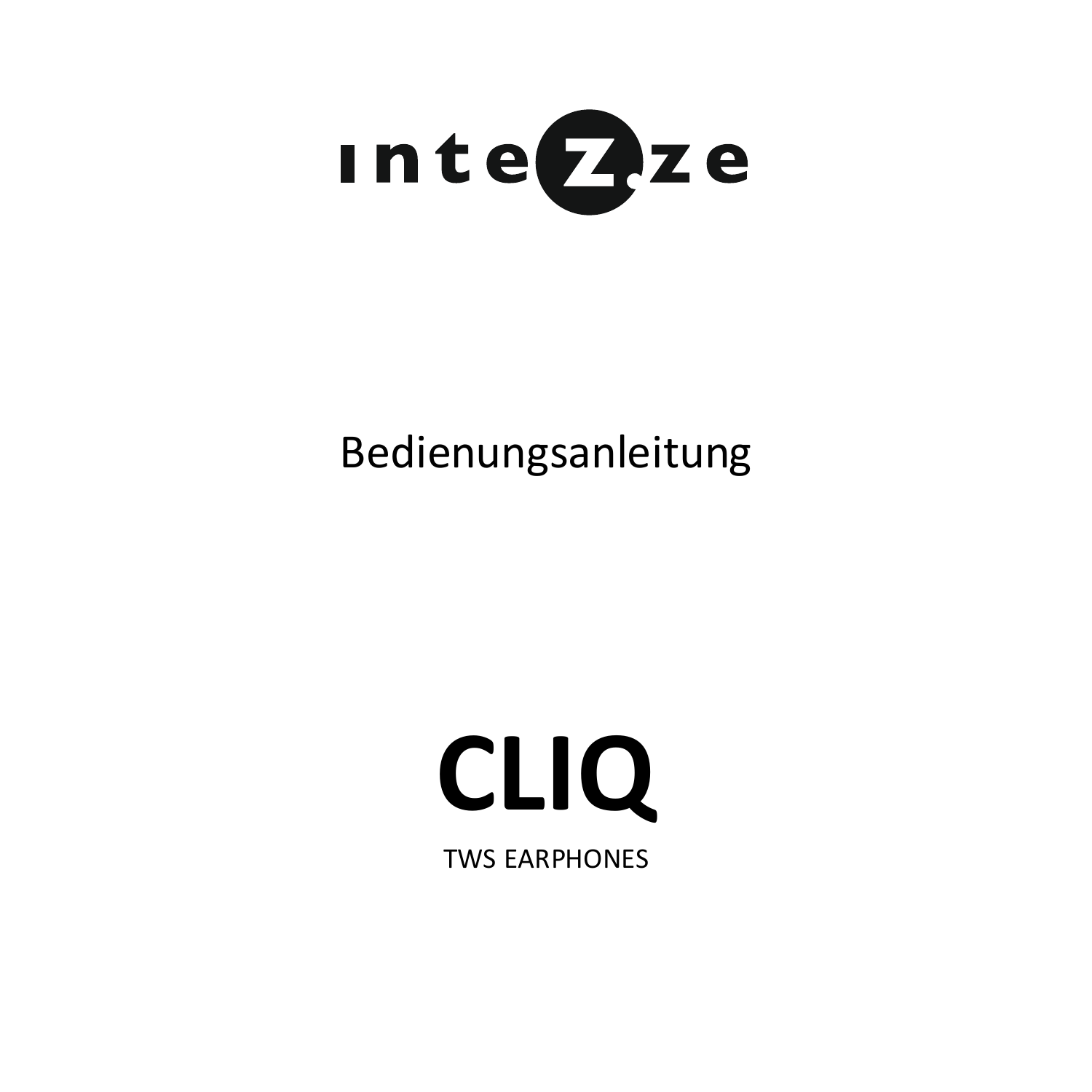intezze

Bedienungsanleitung

# CLIQ

TWS EARPHONES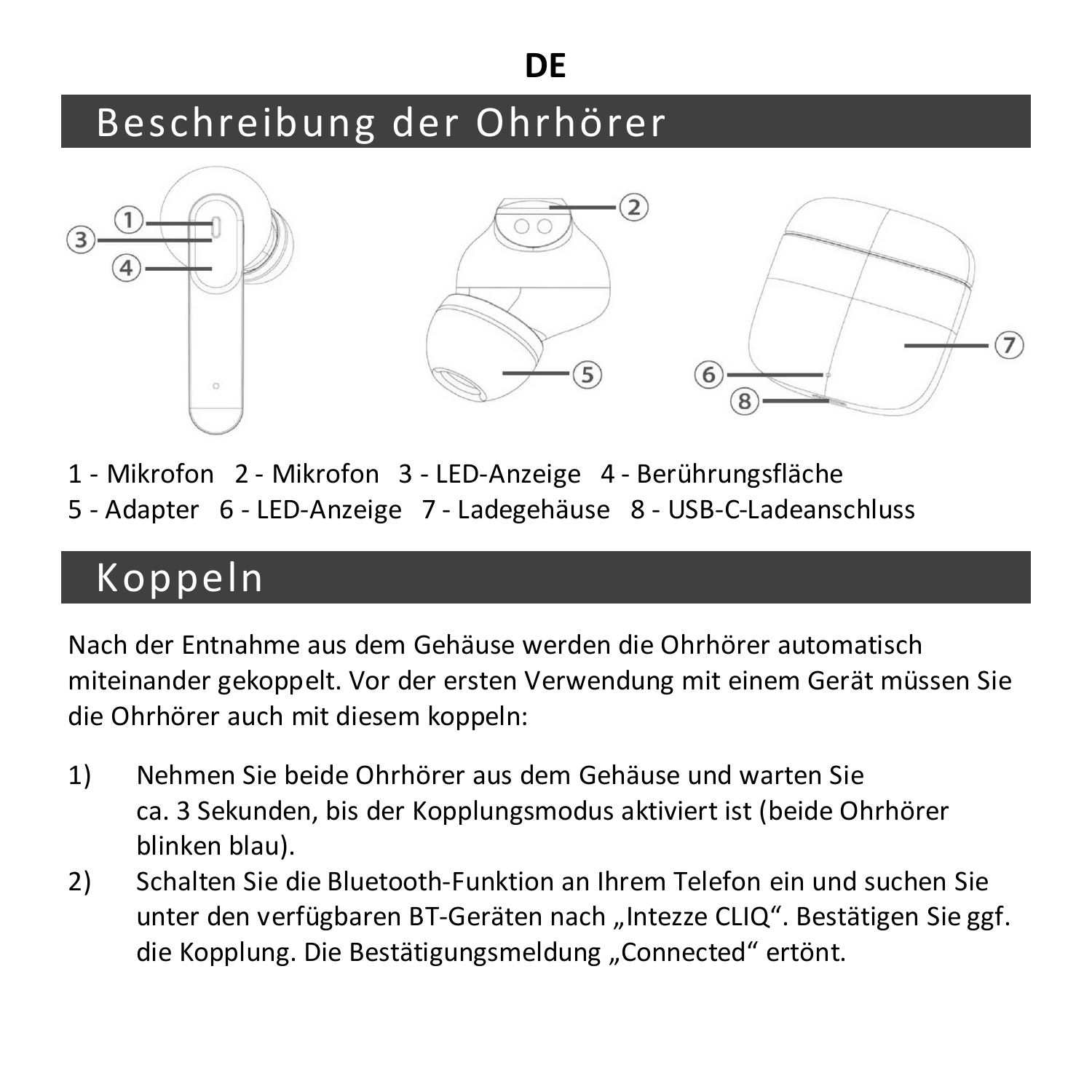**DE**

## Beschreibung der Ohrhörer

1 - Mikrofon   2 - Mikrofon   3 - LED-Anzeige   4 - Berührungsfläche
5 - Adapter   6 - LED-Anzeige   7 - Ladegehäuse   8 - USB-C-Ladeanschluss

## Koppeln

Nach der Entnahme aus dem Gehäuse werden die Ohrhörer automatisch miteinander gekoppelt. Vor der ersten Verwendung mit einem Gerät müssen Sie die Ohrhörer auch mit diesem koppeln:

1) Nehmen Sie beide Ohrhörer aus dem Gehäuse und warten Sie ca. 3 Sekunden, bis der Kopplungsmodus aktiviert ist (beide Ohrhörer blinken blau).
2) Schalten Sie die Bluetooth-Funktion an Ihrem Telefon ein und suchen Sie unter den verfügbaren BT-Geräten nach „Intezze CLIQ“. Bestätigen Sie ggf. die Kopplung. Die Bestätigungsmeldung „Connected“ ertönt.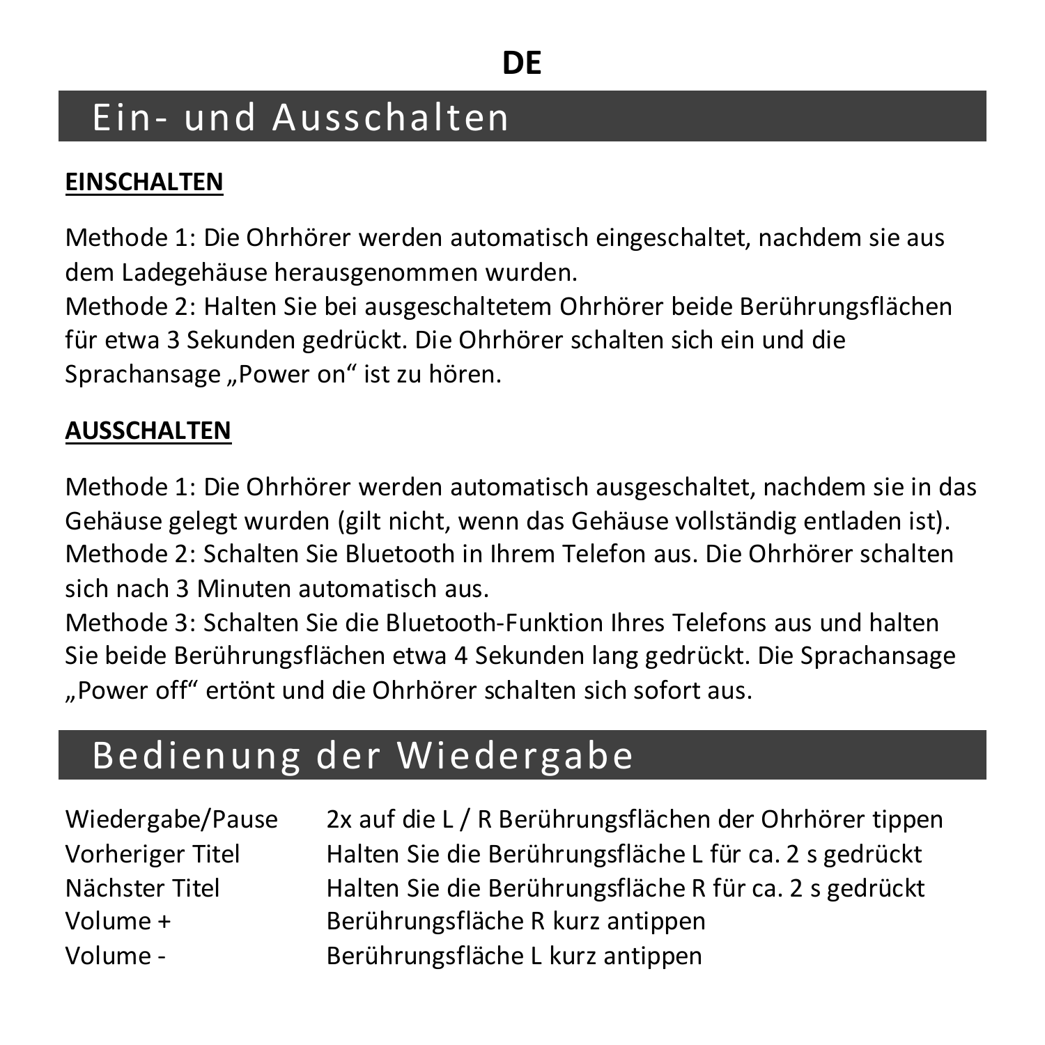**DE**

# Ein- und Ausschalten

**EINSCHALTEN**

Methode 1: Die Ohrhörer werden automatisch eingeschaltet, nachdem sie aus dem Ladegehäuse herausgenommen wurden.
Methode 2: Halten Sie bei ausgeschaltetem Ohrhörer beide Berührungsflächen für etwa 3 Sekunden gedrückt. Die Ohrhörer schalten sich ein und die Sprachansage „Power on" ist zu hören.

**AUSSCHALTEN**

Methode 1: Die Ohrhörer werden automatisch ausgeschaltet, nachdem sie in das Gehäuse gelegt wurden (gilt nicht, wenn das Gehäuse vollständig entladen ist).
Methode 2: Schalten Sie Bluetooth in Ihrem Telefon aus. Die Ohrhörer schalten sich nach 3 Minuten automatisch aus.
Methode 3: Schalten Sie die Bluetooth-Funktion Ihres Telefons aus und halten Sie beide Berührungsflächen etwa 4 Sekunden lang gedrückt. Die Sprachansage „Power off" ertönt und die Ohrhörer schalten sich sofort aus.

# Bedienung der Wiedergabe

| | |
|---|---|
| Wiedergabe/Pause | 2x auf die L / R Berührungsflächen der Ohrhörer tippen |
| Vorheriger Titel | Halten Sie die Berührungsfläche L für ca. 2 s gedrückt |
| Nächster Titel | Halten Sie die Berührungsfläche R für ca. 2 s gedrückt |
| Volume + | Berührungsfläche R kurz antippen |
| Volume - | Berührungsfläche L kurz antippen |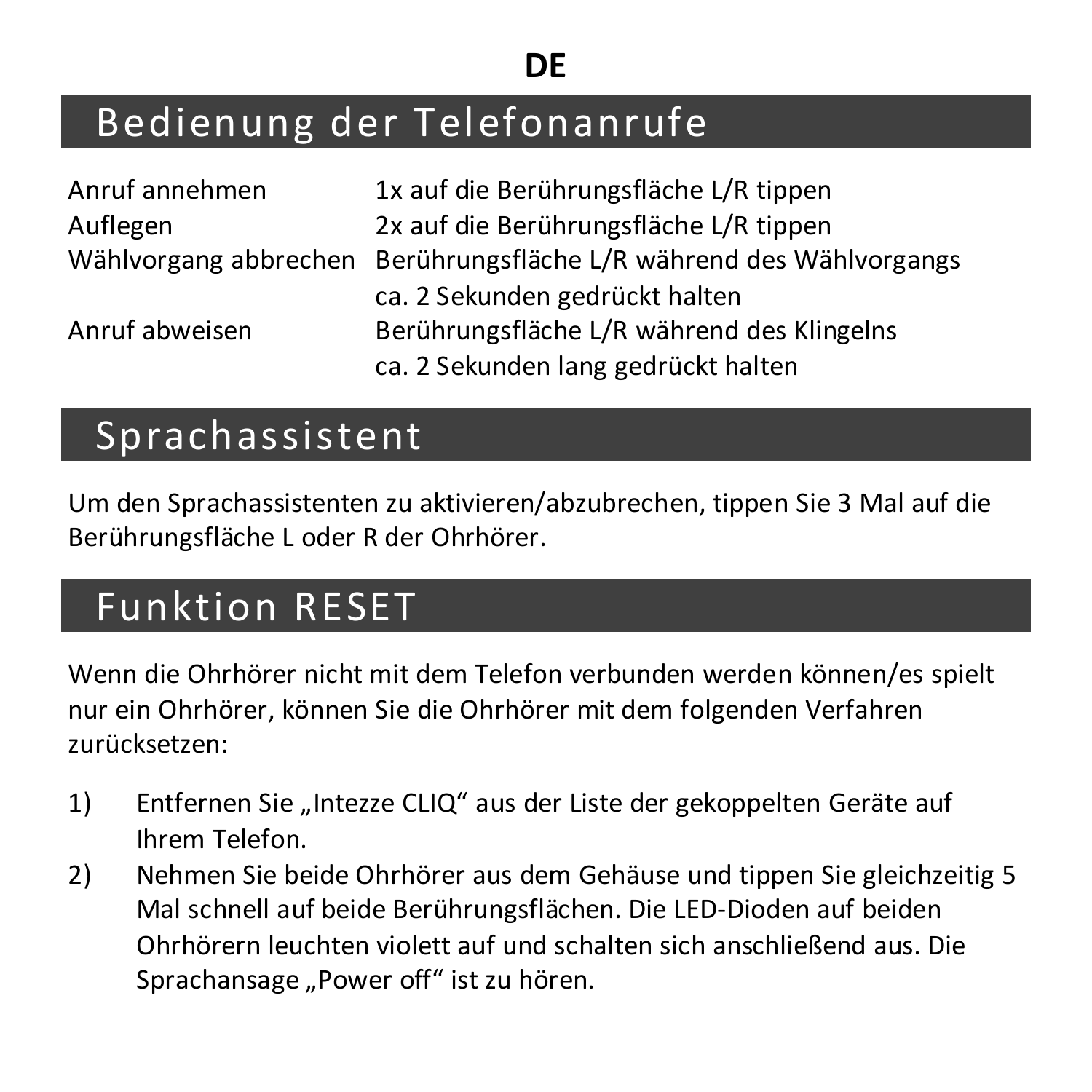**DE**

# Bedienung der Telefonanrufe

| | |
|---|---|
| Anruf annehmen | 1x auf die Berührungsfläche L/R tippen |
| Auflegen | 2x auf die Berührungsfläche L/R tippen |
| Wählvorgang abbrechen | Berührungsfläche L/R während des Wählvorgangs ca. 2 Sekunden gedrückt halten |
| Anruf abweisen | Berührungsfläche L/R während des Klingelns ca. 2 Sekunden lang gedrückt halten |

# Sprachassistent

Um den Sprachassistenten zu aktivieren/abzubrechen, tippen Sie 3 Mal auf die Berührungsfläche L oder R der Ohrhörer.

# Funktion RESET

Wenn die Ohrhörer nicht mit dem Telefon verbunden werden können/es spielt nur ein Ohrhörer, können Sie die Ohrhörer mit dem folgenden Verfahren zurücksetzen:

1) Entfernen Sie „Intezze CLIQ" aus der Liste der gekoppelten Geräte auf Ihrem Telefon.
2) Nehmen Sie beide Ohrhörer aus dem Gehäuse und tippen Sie gleichzeitig 5 Mal schnell auf beide Berührungsflächen. Die LED-Dioden auf beiden Ohrhörern leuchten violett auf und schalten sich anschließend aus. Die Sprachansage „Power off" ist zu hören.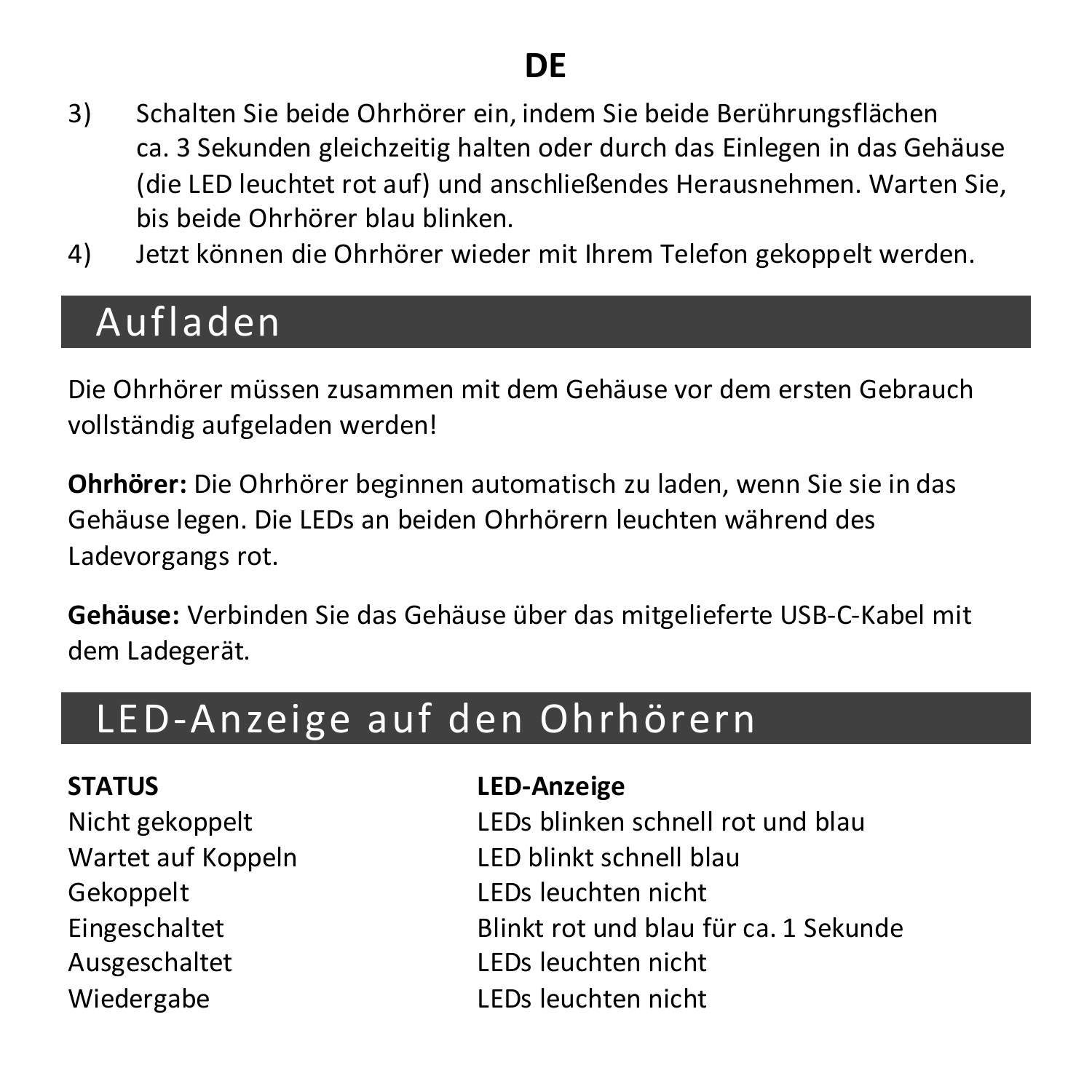3) Schalten Sie beide Ohrhörer ein, indem Sie beide Berührungsflächen ca. 3 Sekunden gleichzeitig halten oder durch das Einlegen in das Gehäuse (die LED leuchtet rot auf) und anschließendes Herausnehmen. Warten Sie, bis beide Ohrhörer blau blinken.
4) Jetzt können die Ohrhörer wieder mit Ihrem Telefon gekoppelt werden.

## Aufladen

Die Ohrhörer müssen zusammen mit dem Gehäuse vor dem ersten Gebrauch vollständig aufgeladen werden!

**Ohrhörer:** Die Ohrhörer beginnen automatisch zu laden, wenn Sie sie in das Gehäuse legen. Die LEDs an beiden Ohrhörern leuchten während des Ladevorgangs rot.

**Gehäuse:** Verbinden Sie das Gehäuse über das mitgelieferte USB-C-Kabel mit dem Ladegerät.

## LED-Anzeige auf den Ohrhörern

| STATUS | LED-Anzeige |
|---|---|
| Nicht gekoppelt | LEDs blinken schnell rot und blau |
| Wartet auf Koppeln | LED blinkt schnell blau |
| Gekoppelt | LEDs leuchten nicht |
| Eingeschaltet | Blinkt rot und blau für ca. 1 Sekunde |
| Ausgeschaltet | LEDs leuchten nicht |
| Wiedergabe | LEDs leuchten nicht |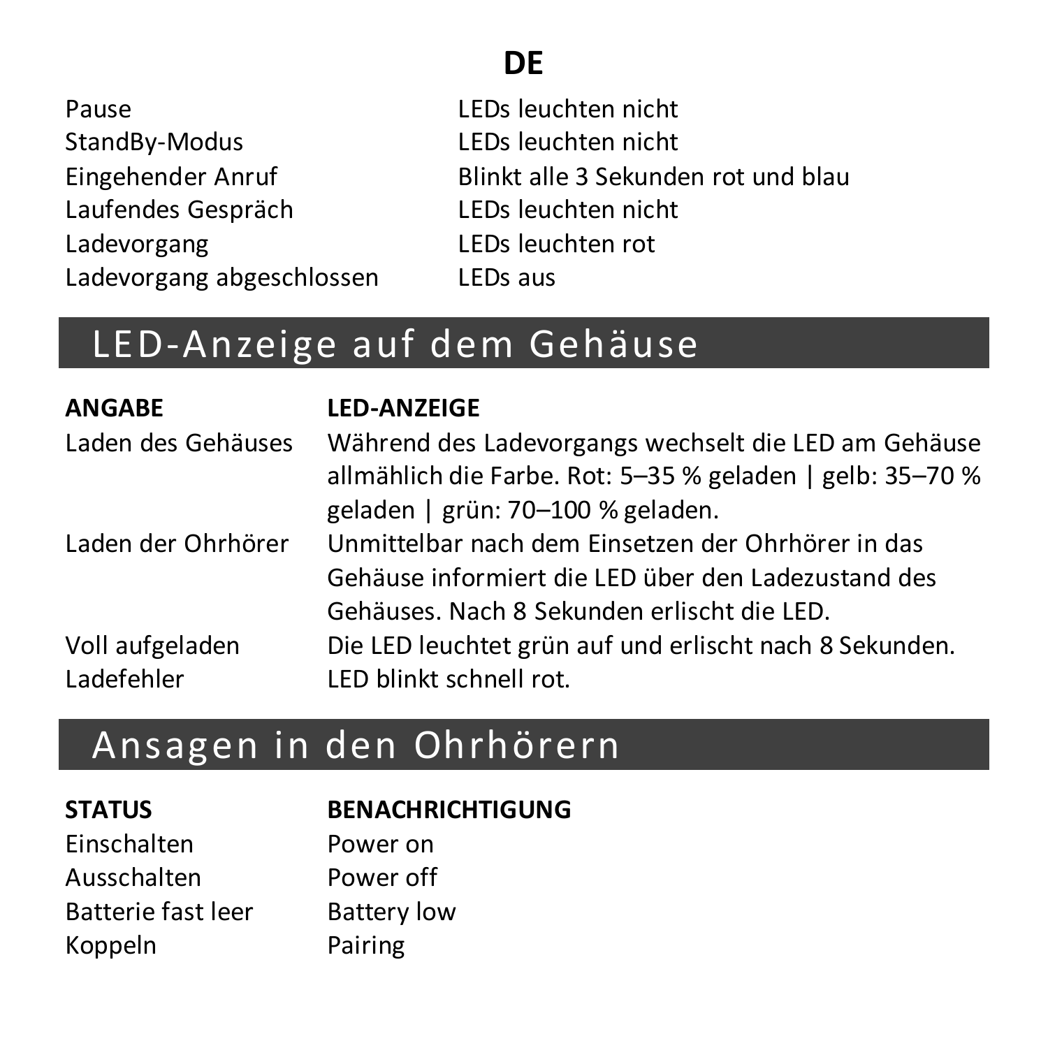DE

| | |
|---|---|
| Pause | LEDs leuchten nicht |
| StandBy-Modus | LEDs leuchten nicht |
| Eingehender Anruf | Blinkt alle 3 Sekunden rot und blau |
| Laufendes Gespräch | LEDs leuchten nicht |
| Ladevorgang | LEDs leuchten rot |
| Ladevorgang abgeschlossen | LEDs aus |

## LED-Anzeige auf dem Gehäuse

| ANGABE | LED-ANZEIGE |
|---|---|
| Laden des Gehäuses | Während des Ladevorgangs wechselt die LED am Gehäuse allmählich die Farbe. Rot: 5–35 % geladen \| gelb: 35–70 % geladen \| grün: 70–100 % geladen. |
| Laden der Ohrhörer | Unmittelbar nach dem Einsetzen der Ohrhörer in das Gehäuse informiert die LED über den Ladezustand des Gehäuses. Nach 8 Sekunden erlischt die LED. |
| Voll aufgeladen | Die LED leuchtet grün auf und erlischt nach 8 Sekunden. |
| Ladefehler | LED blinkt schnell rot. |

## Ansagen in den Ohrhörern

| STATUS | BENACHRICHTIGUNG |
|---|---|
| Einschalten | Power on |
| Ausschalten | Power off |
| Batterie fast leer | Battery low |
| Koppeln | Pairing |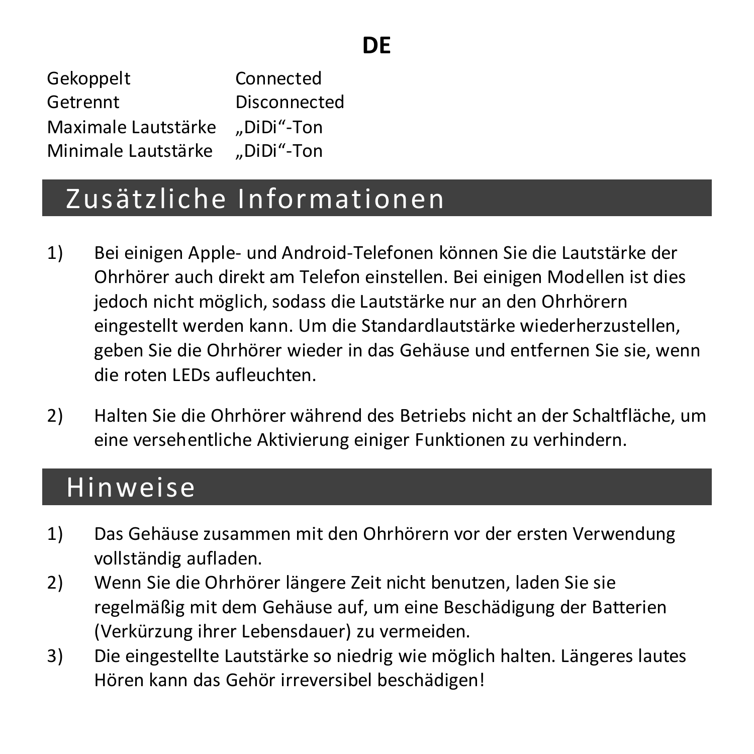**DE**

| | |
|---|---|
| Gekoppelt | Connected |
| Getrennt | Disconnected |
| Maximale Lautstärke | „DiDi"-Ton |
| Minimale Lautstärke | „DiDi"-Ton |

## Zusätzliche Informationen

1) Bei einigen Apple- und Android-Telefonen können Sie die Lautstärke der Ohrhörer auch direkt am Telefon einstellen. Bei einigen Modellen ist dies jedoch nicht möglich, sodass die Lautstärke nur an den Ohrhörern eingestellt werden kann. Um die Standardlautstärke wiederherzustellen, geben Sie die Ohrhörer wieder in das Gehäuse und entfernen Sie sie, wenn die roten LEDs aufleuchten.

2) Halten Sie die Ohrhörer während des Betriebs nicht an der Schaltfläche, um eine versehentliche Aktivierung einiger Funktionen zu verhindern.

## Hinweise

1) Das Gehäuse zusammen mit den Ohrhörern vor der ersten Verwendung vollständig aufladen.
2) Wenn Sie die Ohrhörer längere Zeit nicht benutzen, laden Sie sie regelmäßig mit dem Gehäuse auf, um eine Beschädigung der Batterien (Verkürzung ihrer Lebensdauer) zu vermeiden.
3) Die eingestellte Lautstärke so niedrig wie möglich halten. Längeres lautes Hören kann das Gehör irreversibel beschädigen!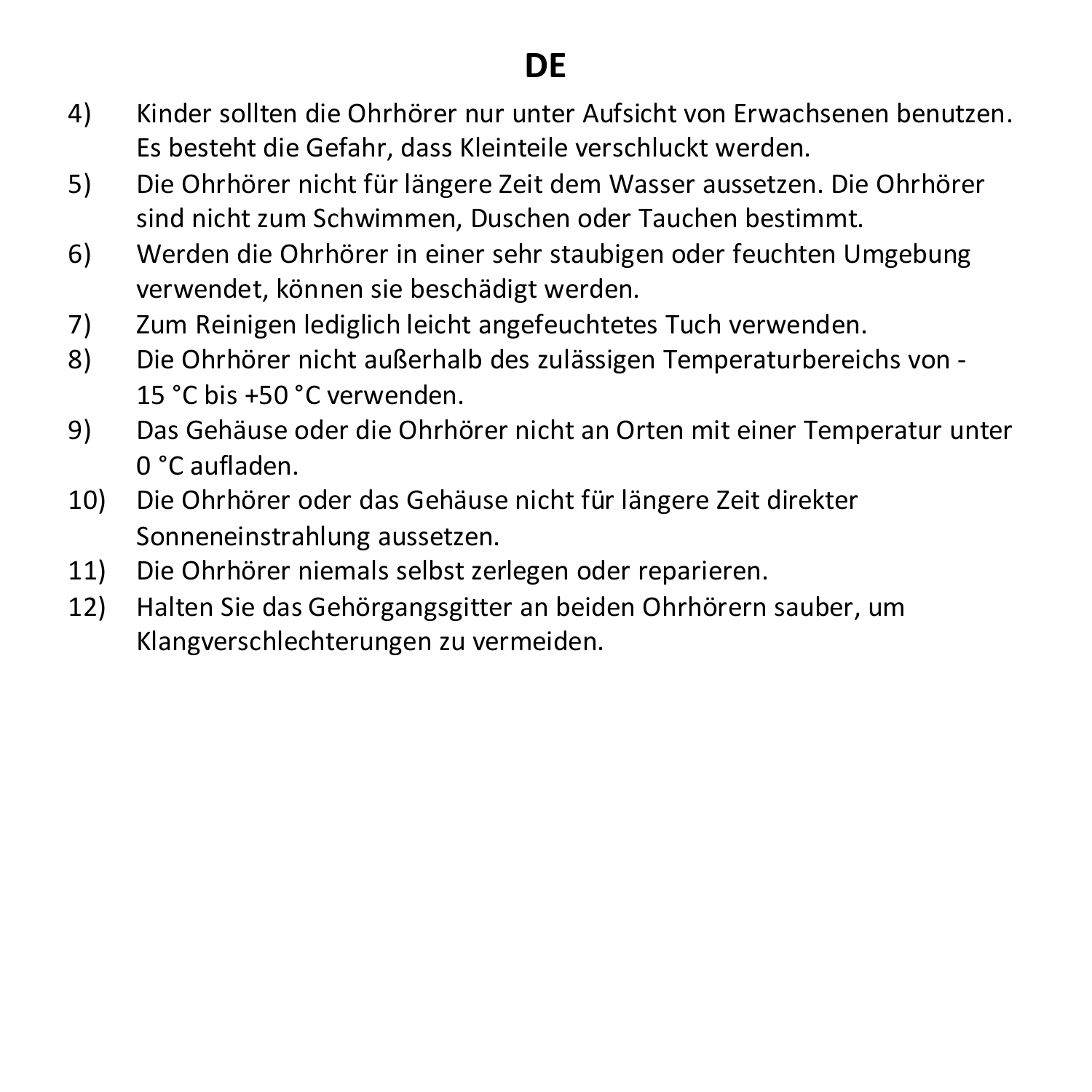# DE

4) Kinder sollten die Ohrhörer nur unter Aufsicht von Erwachsenen benutzen. Es besteht die Gefahr, dass Kleinteile verschluckt werden.
5) Die Ohrhörer nicht für längere Zeit dem Wasser aussetzen. Die Ohrhörer sind nicht zum Schwimmen, Duschen oder Tauchen bestimmt.
6) Werden die Ohrhörer in einer sehr staubigen oder feuchten Umgebung verwendet, können sie beschädigt werden.
7) Zum Reinigen lediglich leicht angefeuchtetes Tuch verwenden.
8) Die Ohrhörer nicht außerhalb des zulässigen Temperaturbereichs von -15 °C bis +50 °C verwenden.
9) Das Gehäuse oder die Ohrhörer nicht an Orten mit einer Temperatur unter 0 °C aufladen.
10) Die Ohrhörer oder das Gehäuse nicht für längere Zeit direkter Sonneneinstrahlung aussetzen.
11) Die Ohrhörer niemals selbst zerlegen oder reparieren.
12) Halten Sie das Gehörgangsgitter an beiden Ohrhörern sauber, um Klangverschlechterungen zu vermeiden.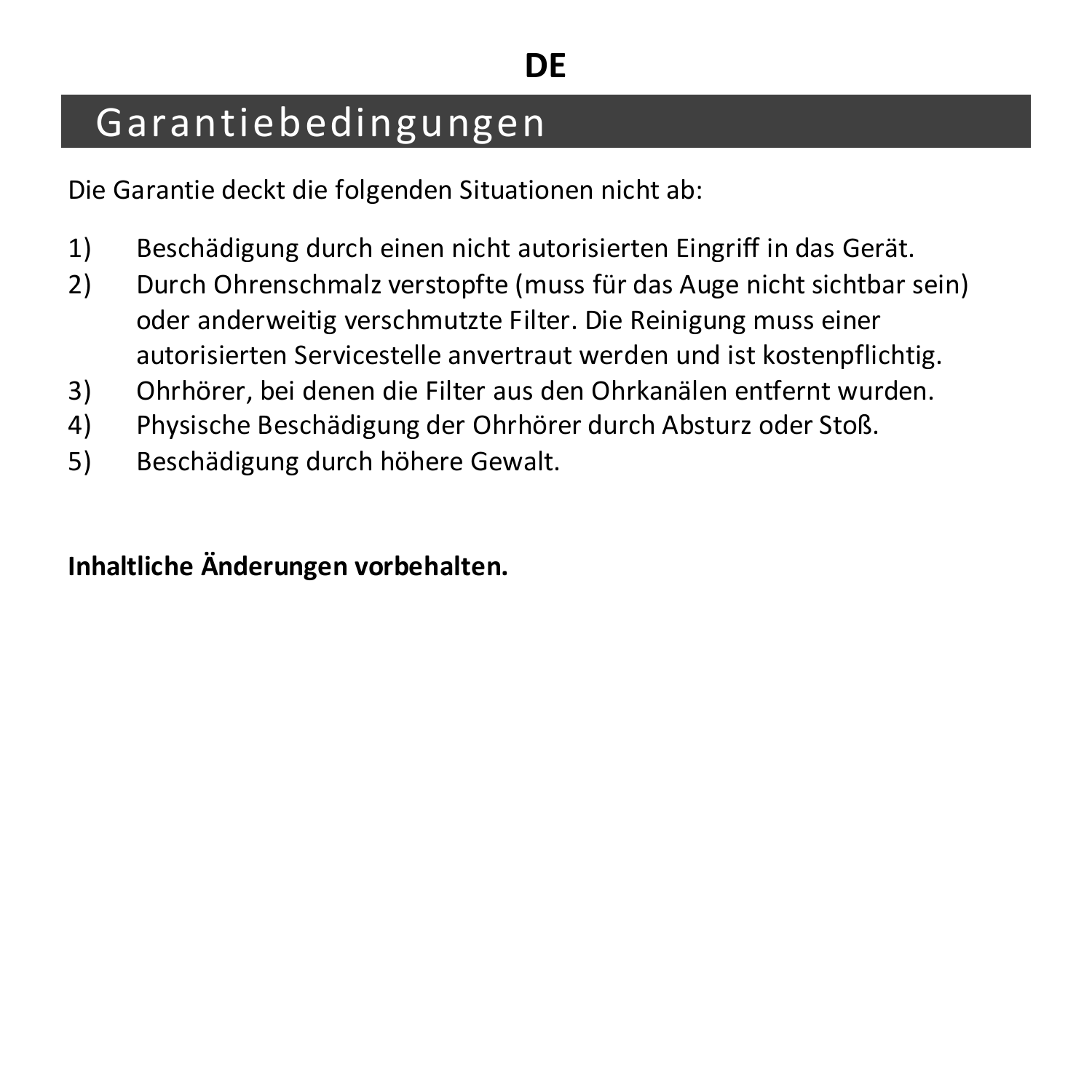**DE**

# Garantiebedingungen

Die Garantie deckt die folgenden Situationen nicht ab:

1) Beschädigung durch einen nicht autorisierten Eingriff in das Gerät.
2) Durch Ohrenschmalz verstopfte (muss für das Auge nicht sichtbar sein) oder anderweitig verschmutzte Filter. Die Reinigung muss einer autorisierten Servicestelle anvertraut werden und ist kostenpflichtig.
3) Ohrhörer, bei denen die Filter aus den Ohrkanälen entfernt wurden.
4) Physische Beschädigung der Ohrhörer durch Absturz oder Stoß.
5) Beschädigung durch höhere Gewalt.

**Inhaltliche Änderungen vorbehalten.**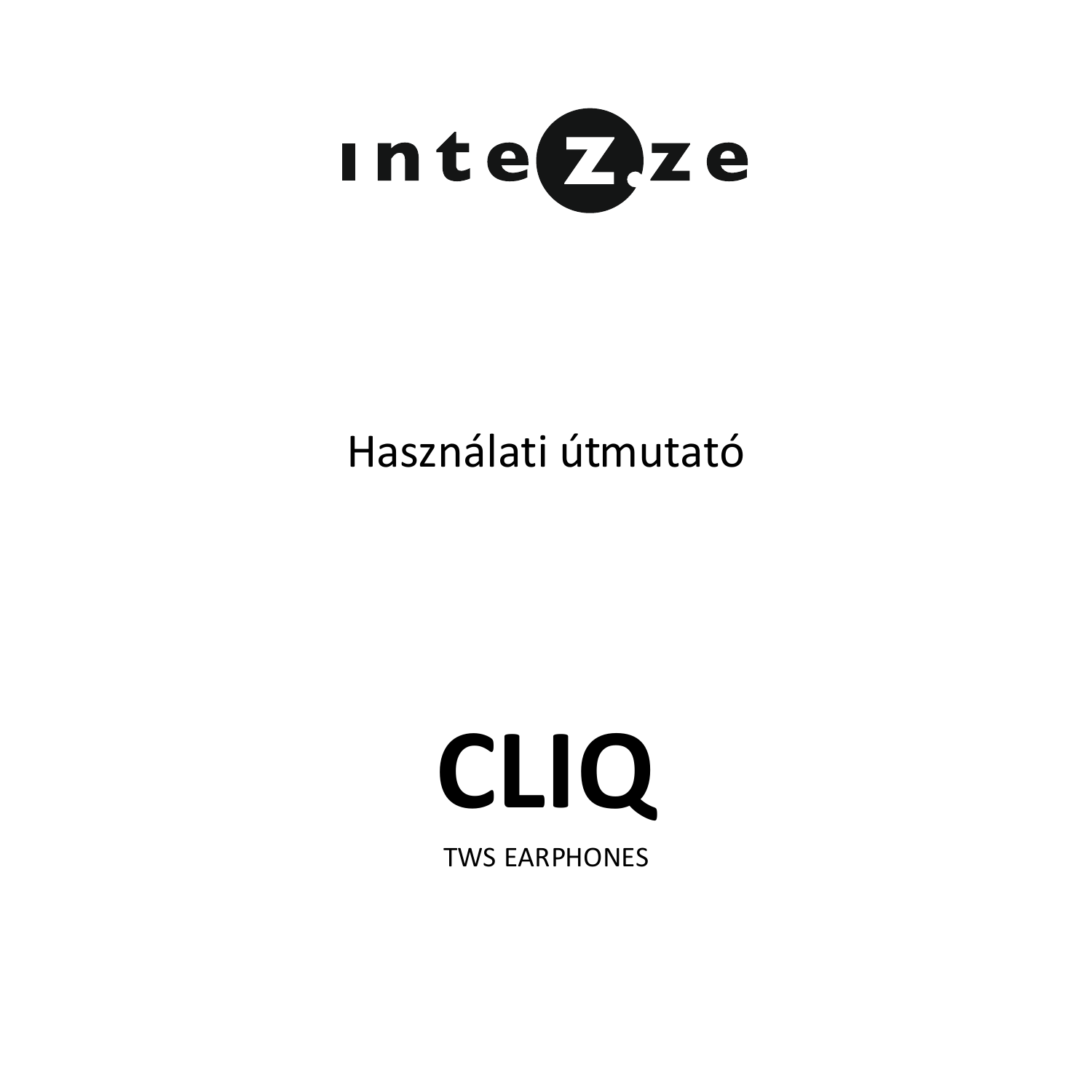intezze

Használati útmutató

# CLIQ

TWS EARPHONES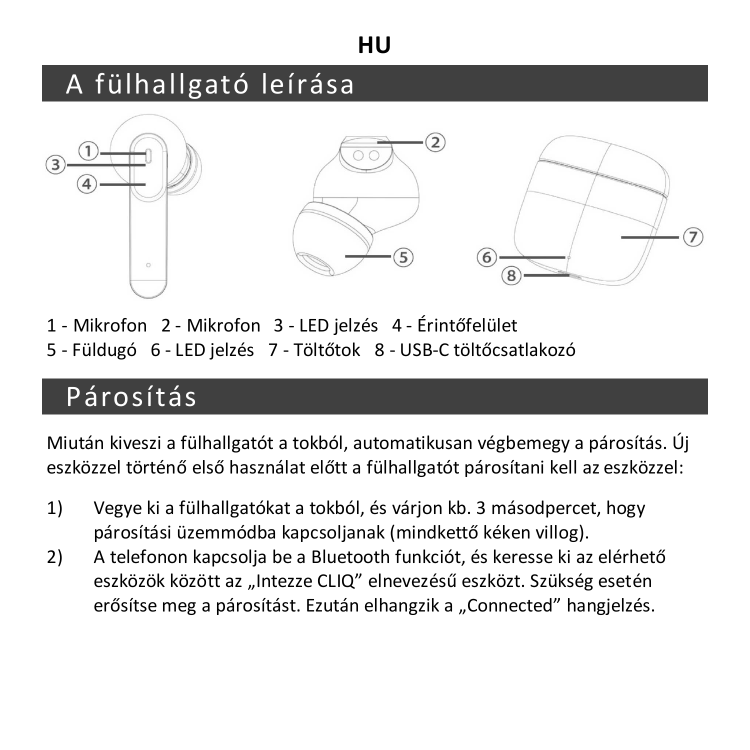**HU**

# A fülhallgató leírása

1 - Mikrofon   2 - Mikrofon   3 - LED jelzés   4 - Érintőfelület
5 - Füldugó   6 - LED jelzés   7 - Töltőtok   8 - USB-C töltőcsatlakozó

# Párosítás

Miután kiveszi a fülhallgatót a tokból, automatikusan végbemegy a párosítás. Új eszközzel történő első használat előtt a fülhallgatót párosítani kell az eszközzel:

1) Vegye ki a fülhallgatókat a tokból, és várjon kb. 3 másodpercet, hogy párosítási üzemmódba kapcsoljanak (mindkettő kéken villog).
2) A telefonon kapcsolja be a Bluetooth funkciót, és keresse ki az elérhető eszközök között az „Intezze CLIQ” elnevezésű eszközt. Szükség esetén erősítse meg a párosítást. Ezután elhangzik a „Connected” hangjelzés.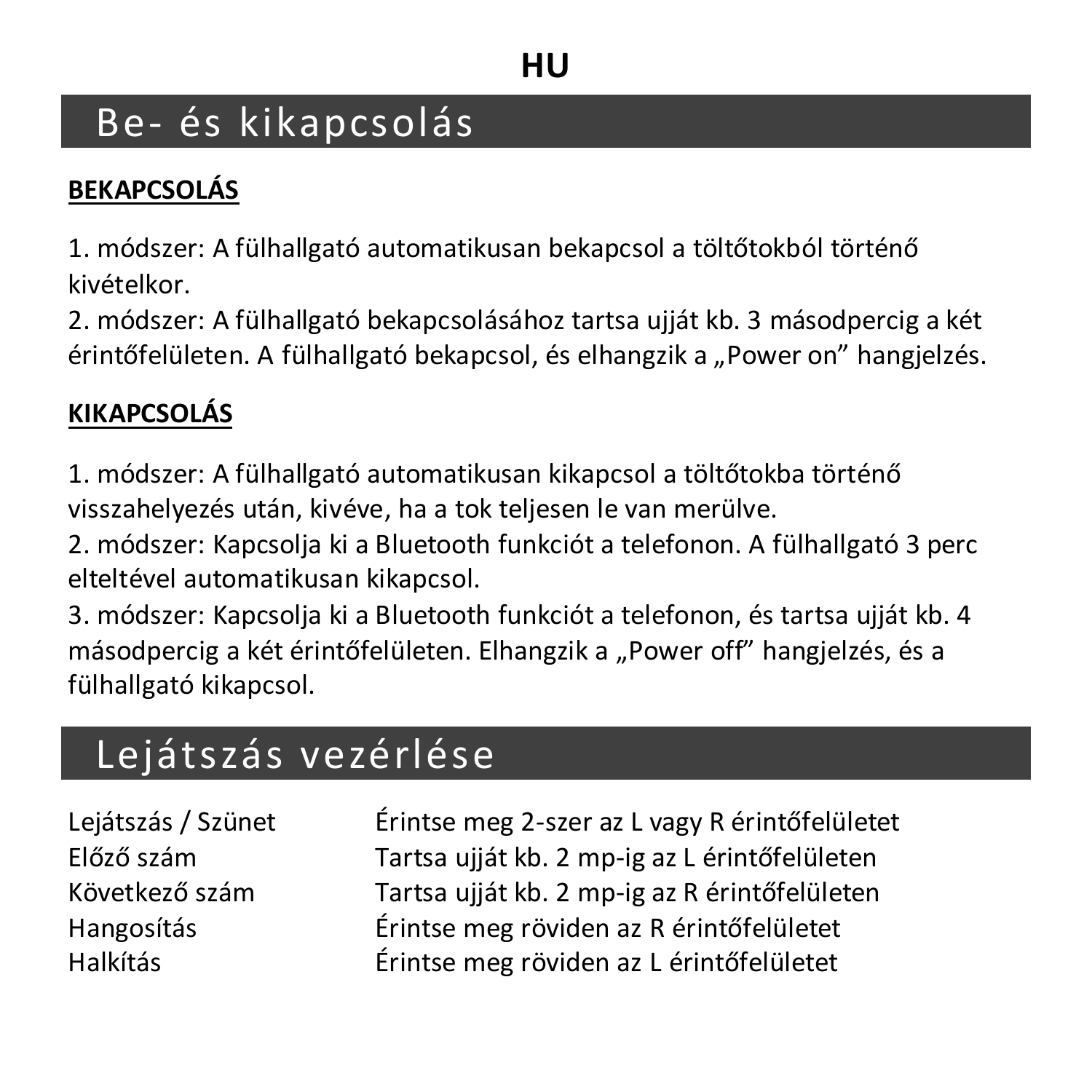HU

# Be- és kikapcsolás

**BEKAPCSOLÁS**

1. módszer: A fülhallgató automatikusan bekapcsol a töltőtokból történő kivételkor.
2. módszer: A fülhallgató bekapcsolásához tartsa ujját kb. 3 másodpercig a két érintőfelületen. A fülhallgató bekapcsol, és elhangzik a „Power on" hangjelzés.

**KIKAPCSOLÁS**

1. módszer: A fülhallgató automatikusan kikapcsol a töltőtokba történő visszahelyezés után, kivéve, ha a tok teljesen le van merülve.
2. módszer: Kapcsolja ki a Bluetooth funkciót a telefonon. A fülhallgató 3 perc elteltével automatikusan kikapcsol.
3. módszer: Kapcsolja ki a Bluetooth funkciót a telefonon, és tartsa ujját kb. 4 másodpercig a két érintőfelületen. Elhangzik a „Power off" hangjelzés, és a fülhallgató kikapcsol.

# Lejátszás vezérlése

| | |
|---|---|
| Lejátszás / Szünet | Érintse meg 2-szer az L vagy R érintőfelületet |
| Előző szám | Tartsa ujját kb. 2 mp-ig az L érintőfelületen |
| Következő szám | Tartsa ujját kb. 2 mp-ig az R érintőfelületen |
| Hangosítás | Érintse meg röviden az R érintőfelületet |
| Halkítás | Érintse meg röviden az L érintőfelületet |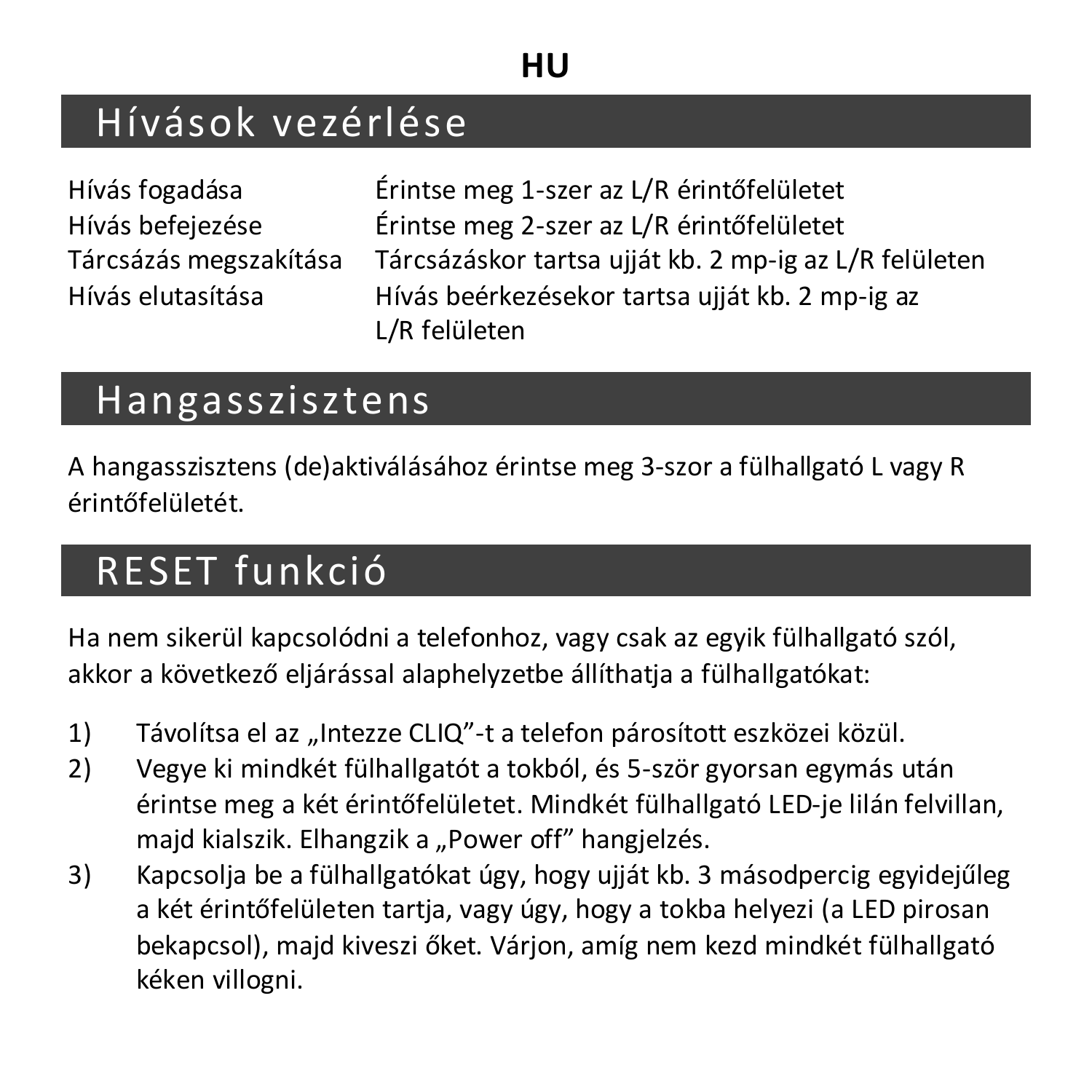HU

## Hívások vezérlése

| | |
|---|---|
| Hívás fogadása | Érintse meg 1-szer az L/R érintőfelületet |
| Hívás befejezése | Érintse meg 2-szer az L/R érintőfelületet |
| Tárcsázás megszakítása | Tárcsázáskor tartsa ujját kb. 2 mp-ig az L/R felületen |
| Hívás elutasítása | Hívás beérkezésekor tartsa ujját kb. 2 mp-ig az L/R felületen |

## Hangasszisztens

A hangasszisztens (de)aktiválásához érintse meg 3-szor a fülhallgató L vagy R érintőfelületét.

## RESET funkció

Ha nem sikerül kapcsolódni a telefonhoz, vagy csak az egyik fülhallgató szól, akkor a következő eljárással alaphelyzetbe állíthatja a fülhallgatókat:

1) Távolítsa el az „Intezze CLIQ"-t a telefon párosított eszközei közül.
2) Vegye ki mindkét fülhallgatót a tokból, és 5-ször gyorsan egymás után érintse meg a két érintőfelületet. Mindkét fülhallgató LED-je lilán felvillan, majd kialszik. Elhangzik a „Power off" hangjelzés.
3) Kapcsolja be a fülhallgatókat úgy, hogy ujját kb. 3 másodpercig egyidejűleg a két érintőfelületen tartja, vagy úgy, hogy a tokba helyezi (a LED pirosan bekapcsol), majd kiveszi őket. Várjon, amíg nem kezd mindkét fülhallgató kéken villogni.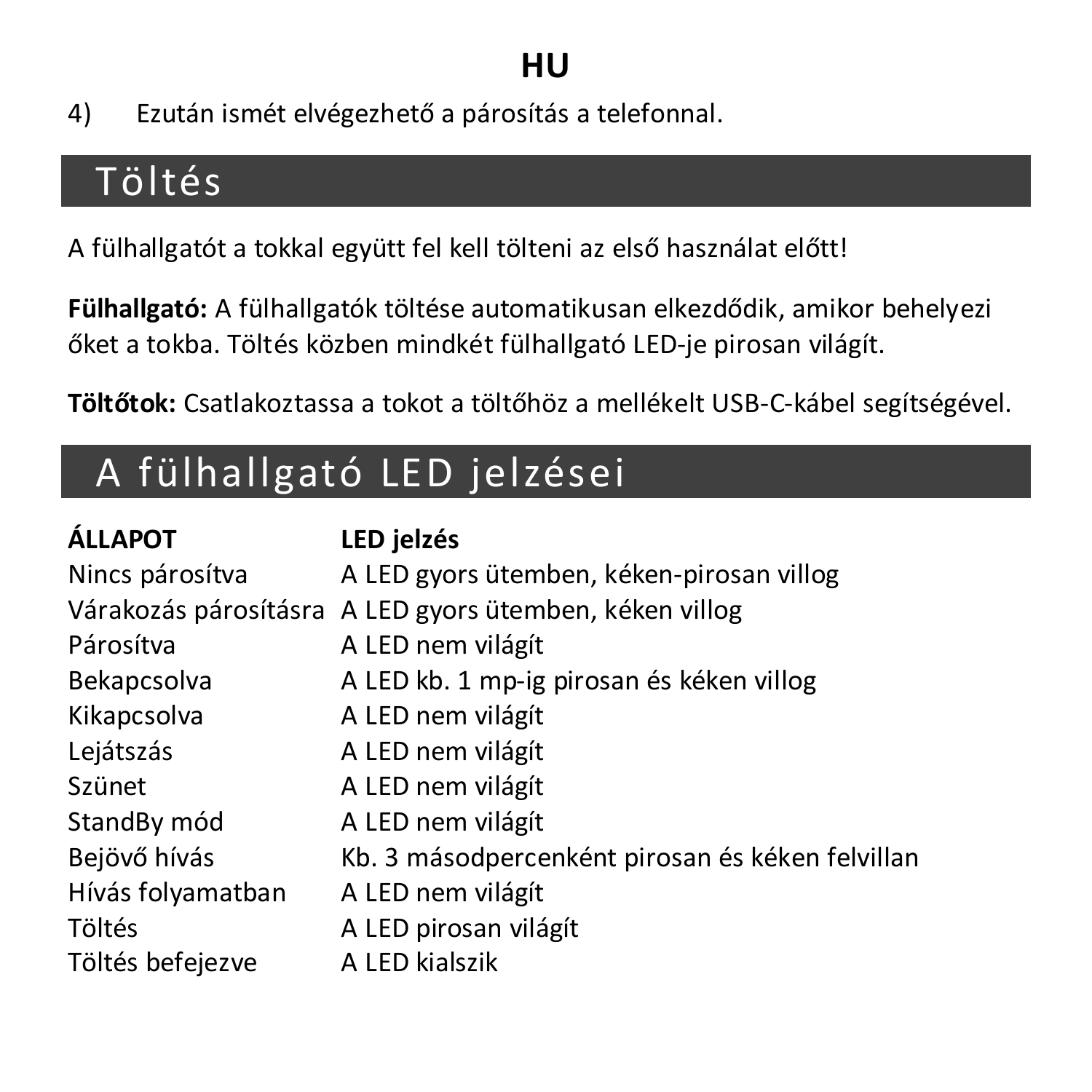4) Ezután ismét elvégezhető a párosítás a telefonnal.

## Töltés

A fülhallgatót a tokkal együtt fel kell tölteni az első használat előtt!

**Fülhallgató:** A fülhallgatók töltése automatikusan elkezdődik, amikor behelyezi őket a tokba. Töltés közben mindkét fülhallgató LED-je pirosan világít.

**Töltőtok:** Csatlakoztassa a tokot a töltőhöz a mellékelt USB-C-kábel segítségével.

## A fülhallgató LED jelzései

| ÁLLAPOT | LED jelzés |
|---|---|
| Nincs párosítva | A LED gyors ütemben, kéken-pirosan villog |
| Várakozás párosításra | A LED gyors ütemben, kéken villog |
| Párosítva | A LED nem világít |
| Bekapcsolva | A LED kb. 1 mp-ig pirosan és kéken villog |
| Kikapcsolva | A LED nem világít |
| Lejátszás | A LED nem világít |
| Szünet | A LED nem világít |
| StandBy mód | A LED nem világít |
| Bejövő hívás | Kb. 3 másodpercenként pirosan és kéken felvillan |
| Hívás folyamatban | A LED nem világít |
| Töltés | A LED pirosan világít |
| Töltés befejezve | A LED kialszik |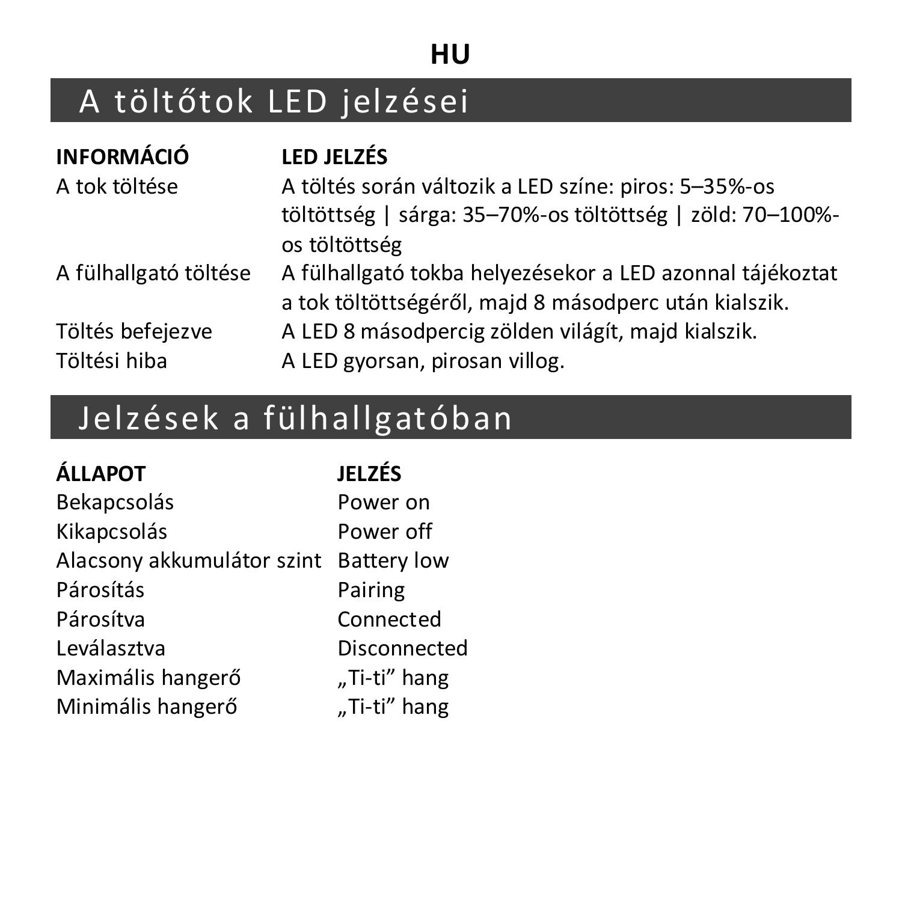**HU**

# A töltőtok LED jelzései

| INFORMÁCIÓ | LED JELZÉS |
| --- | --- |
| A tok töltése | A töltés során változik a LED színe: piros: 5–35%-os töltöttség \| sárga: 35–70%-os töltöttség \| zöld: 70–100%-os töltöttség |
| A fülhallgató töltése | A fülhallgató tokba helyezésekor a LED azonnal tájékoztat a tok töltöttségéről, majd 8 másodperc után kialszik. |
| Töltés befejezve | A LED 8 másodpercig zölden világít, majd kialszik. |
| Töltési hiba | A LED gyorsan, pirosan villog. |

# Jelzések a fülhallgatóban

| ÁLLAPOT | JELZÉS |
| --- | --- |
| Bekapcsolás | Power on |
| Kikapcsolás | Power off |
| Alacsony akkumulátor szint | Battery low |
| Párosítás | Pairing |
| Párosítva | Connected |
| Leválasztva | Disconnected |
| Maximális hangerő | „Ti-ti” hang |
| Minimális hangerő | „Ti-ti” hang |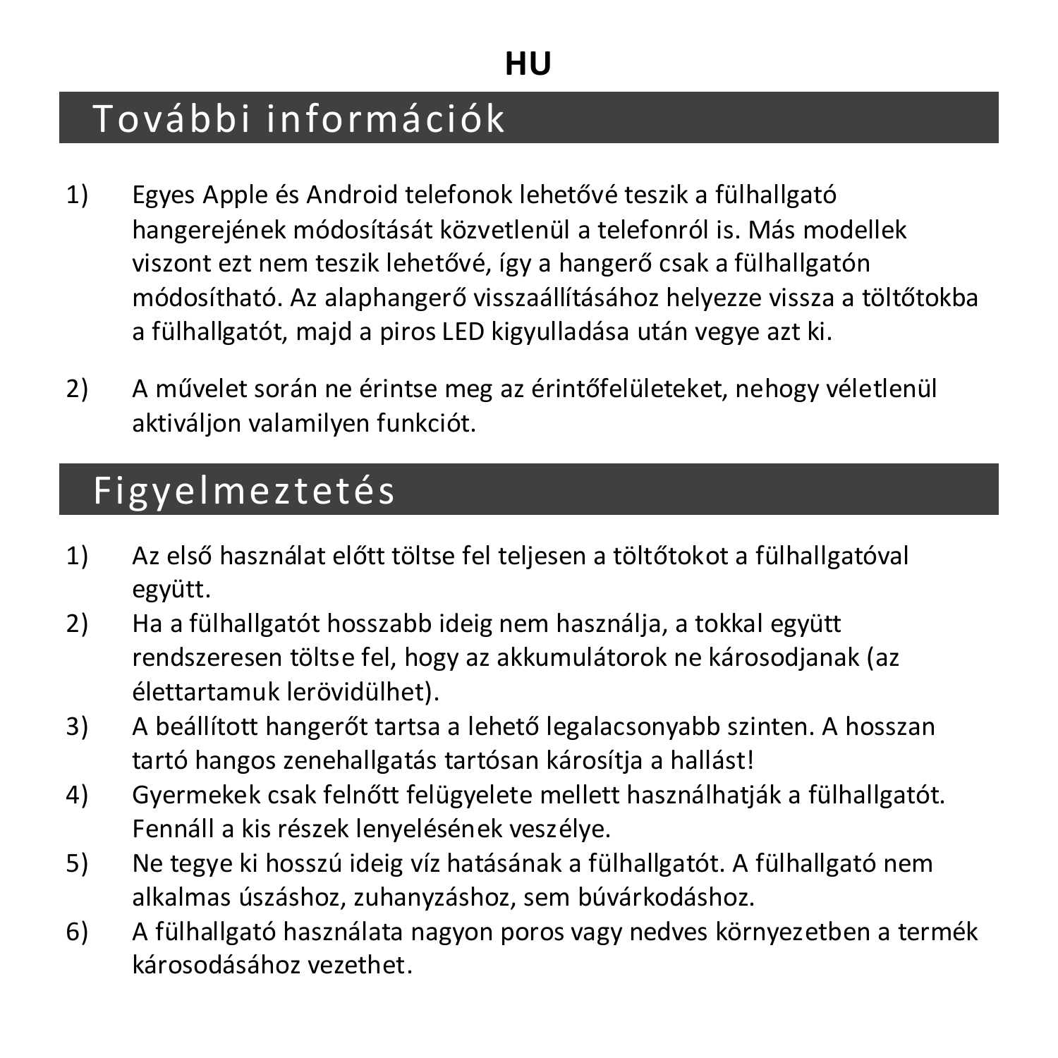**HU**

## További információk

1) Egyes Apple és Android telefonok lehetővé teszik a fülhallgató hangerejének módosítását közvetlenül a telefonról is. Más modellek viszont ezt nem teszik lehetővé, így a hangerő csak a fülhallgatón módosítható. Az alaphangerő visszaállításához helyezze vissza a töltőtokba a fülhallgatót, majd a piros LED kigyulladása után vegye azt ki.

2) A művelet során ne érintse meg az érintőfelületeket, nehogy véletlenül aktiváljon valamilyen funkciót.

## Figyelmeztetés

1) Az első használat előtt töltse fel teljesen a töltőtokot a fülhallgatóval együtt.
2) Ha a fülhallgatót hosszabb ideig nem használja, a tokkal együtt rendszeresen töltse fel, hogy az akkumulátorok ne károsodjanak (az élettartamuk lerövidülhet).
3) A beállított hangerőt tartsa a lehető legalacsonyabb szinten. A hosszan tartó hangos zenehallgatás tartósan károsítja a hallást!
4) Gyermekek csak felnőtt felügyelete mellett használhatják a fülhallgatót. Fennáll a kis részek lenyelésének veszélye.
5) Ne tegye ki hosszú ideig víz hatásának a fülhallgatót. A fülhallgató nem alkalmas úszáshoz, zuhanyzáshoz, sem búvárkodáshoz.
6) A fülhallgató használata nagyon poros vagy nedves környezetben a termék károsodásához vezethet.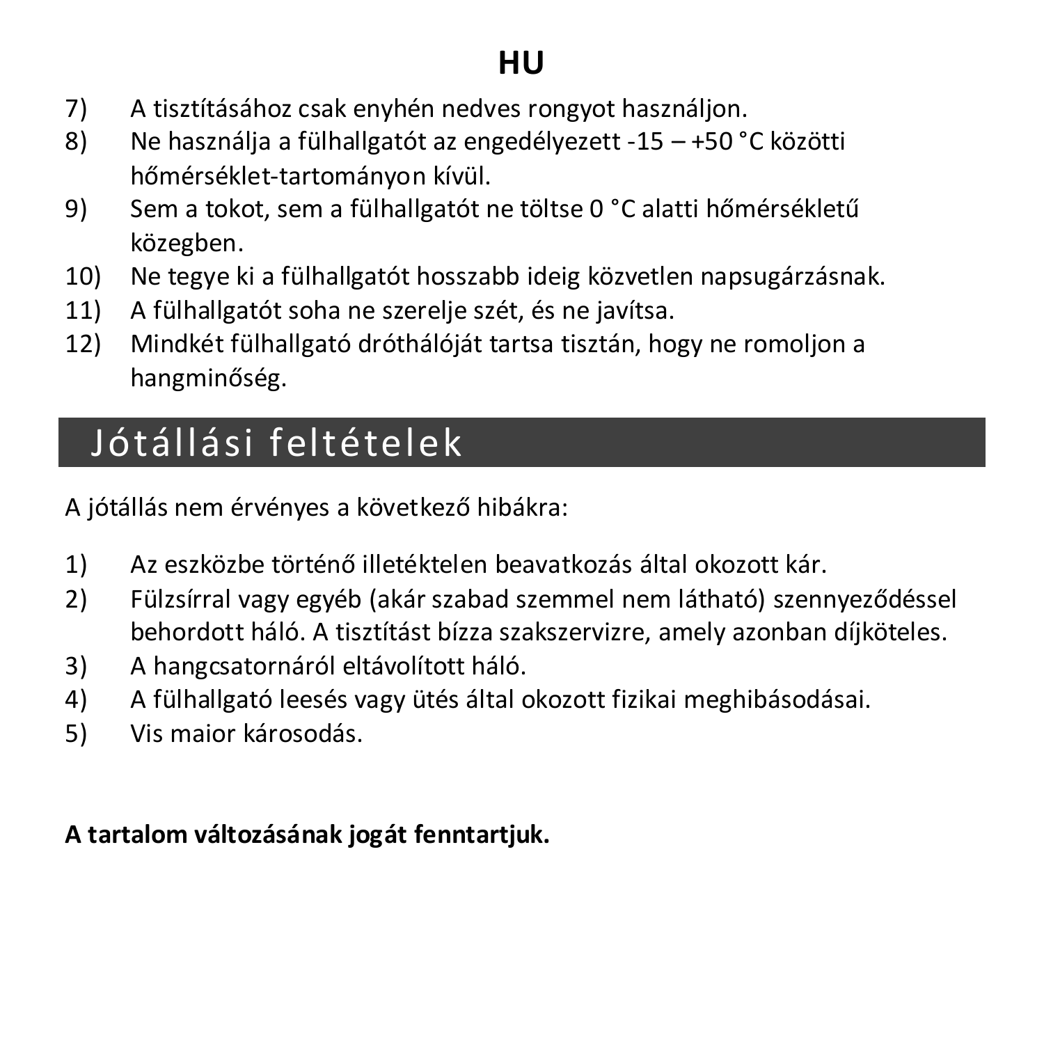7) A tisztításához csak enyhén nedves rongyot használjon.
8) Ne használja a fülhallgatót az engedélyezett -15 – +50 °C közötti hőmérséklet-tartományon kívül.
9) Sem a tokot, sem a fülhallgatót ne töltse 0 °C alatti hőmérsékletű közegben.
10) Ne tegye ki a fülhallgatót hosszabb ideig közvetlen napsugárzásnak.
11) A fülhallgatót soha ne szerelje szét, és ne javítsa.
12) Mindkét fülhallgató dróthálóját tartsa tisztán, hogy ne romoljon a hangminőség.

## Jótállási feltételek

A jótállás nem érvényes a következő hibákra:

1) Az eszközbe történő illetéktelen beavatkozás által okozott kár.
2) Fülzsírral vagy egyéb (akár szabad szemmel nem látható) szennyeződéssel behordott háló. A tisztítást bízza szakszervizre, amely azonban díjköteles.
3) A hangcsatornáról eltávolított háló.
4) A fülhallgató leesés vagy ütés által okozott fizikai meghibásodásai.
5) Vis maior károsodás.

**A tartalom változásának jogát fenntartjuk.**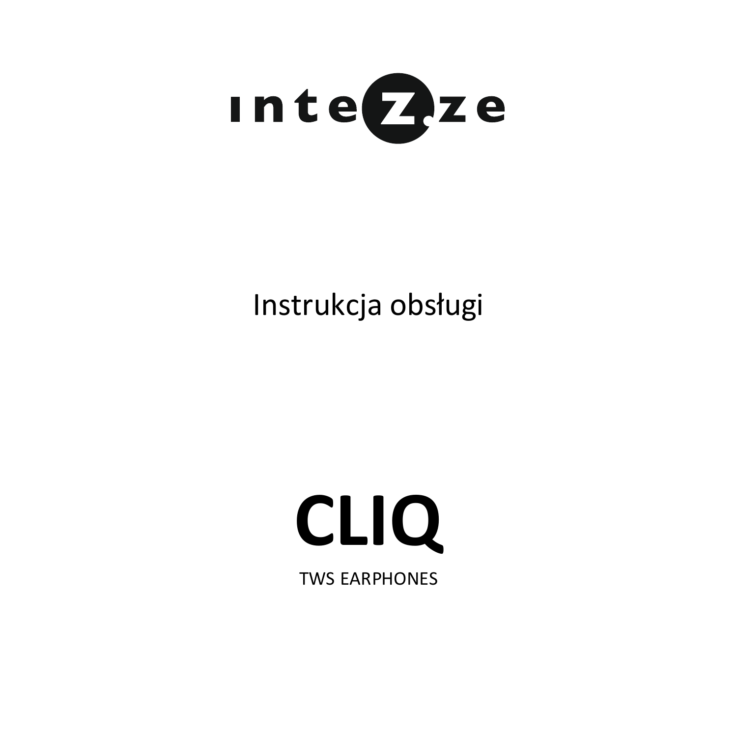# intezze

Instrukcja obsługi

# CLIQ

TWS EARPHONES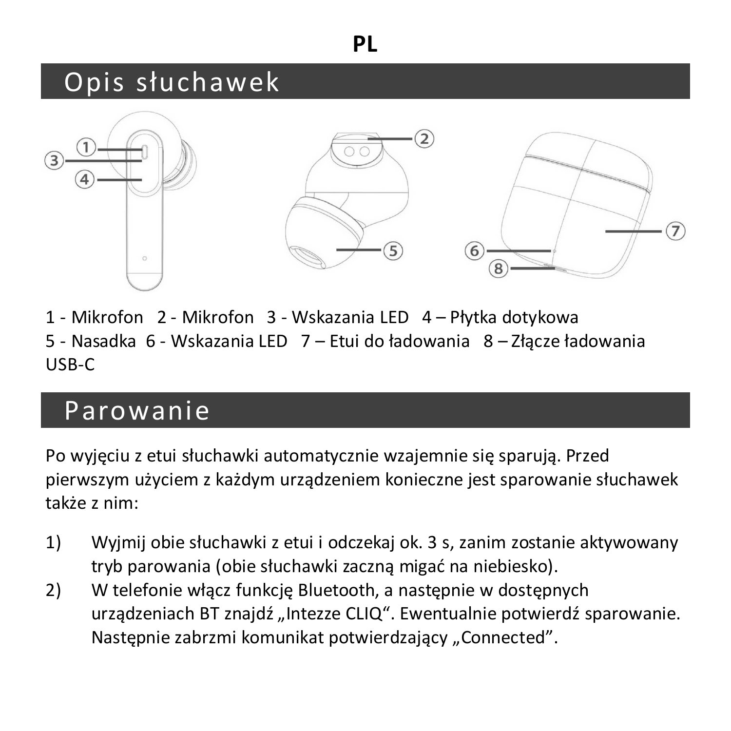**PL**

# Opis słuchawek

1 - Mikrofon 2 - Mikrofon 3 - Wskazania LED 4 – Płytka dotykowa
5 - Nasadka 6 - Wskazania LED 7 – Etui do ładowania 8 – Złącze ładowania USB-C

# Parowanie

Po wyjęciu z etui słuchawki automatycznie wzajemnie się sparują. Przed pierwszym użyciem z każdym urządzeniem konieczne jest sparowanie słuchawek także z nim:

1) Wyjmij obie słuchawki z etui i odczekaj ok. 3 s, zanim zostanie aktywowany tryb parowania (obie słuchawki zaczną migać na niebiesko).
2) W telefonie włącz funkcję Bluetooth, a następnie w dostępnych urządzeniach BT znajdź „Intezze CLIQ“. Ewentualnie potwierdź sparowanie. Następnie zabrzmi komunikat potwierdzający „Connected”.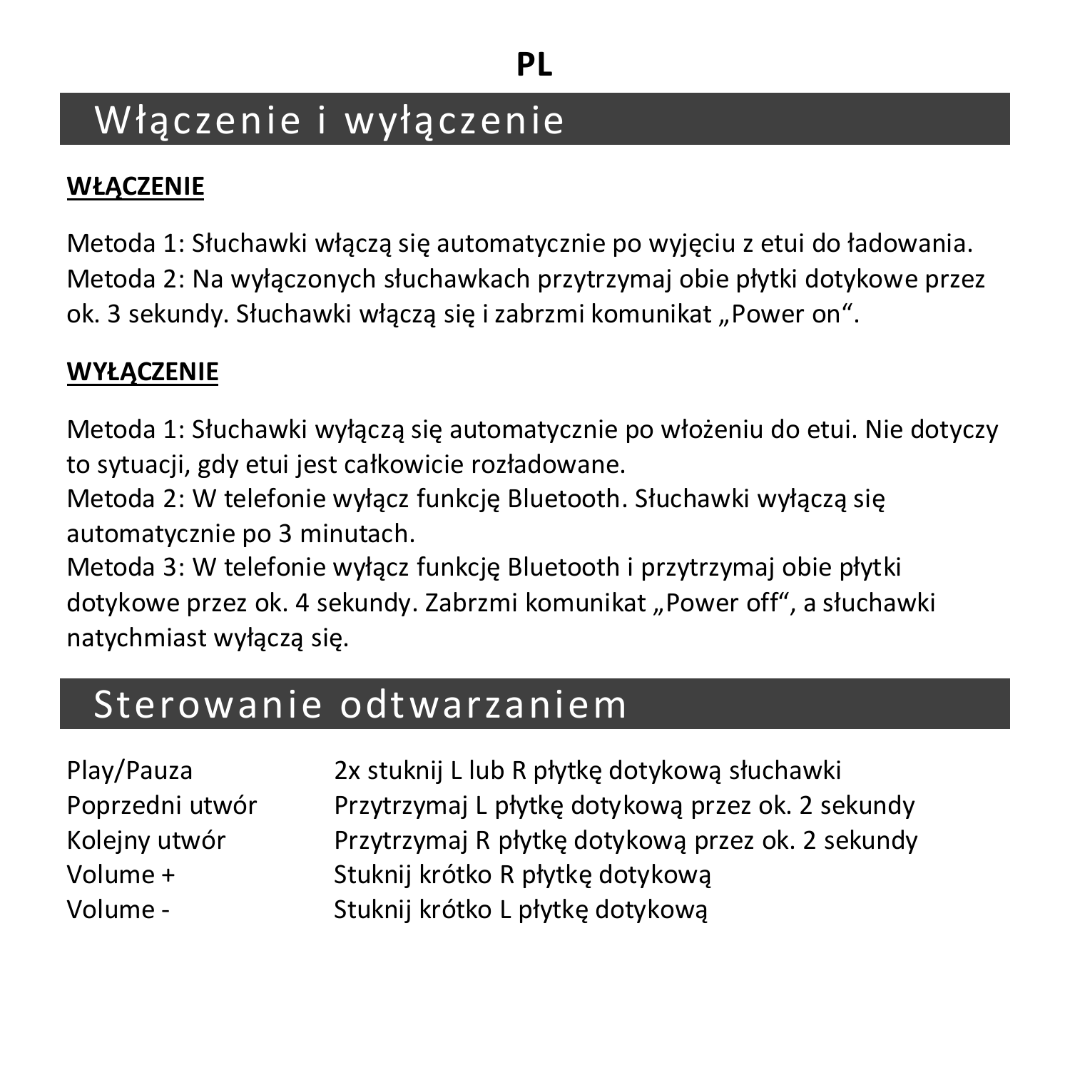**PL**

# Włączenie i wyłączenie

**WŁĄCZENIE**

Metoda 1: Słuchawki włączą się automatycznie po wyjęciu z etui do ładowania.
Metoda 2: Na wyłączonych słuchawkach przytrzymaj obie płytki dotykowe przez ok. 3 sekundy. Słuchawki włączą się i zabrzmi komunikat „Power on".

**WYŁĄCZENIE**

Metoda 1: Słuchawki wyłączą się automatycznie po włożeniu do etui. Nie dotyczy to sytuacji, gdy etui jest całkowicie rozładowane.
Metoda 2: W telefonie wyłącz funkcję Bluetooth. Słuchawki wyłączą się automatycznie po 3 minutach.
Metoda 3: W telefonie wyłącz funkcję Bluetooth i przytrzymaj obie płytki dotykowe przez ok. 4 sekundy. Zabrzmi komunikat „Power off", a słuchawki natychmiast wyłączą się.

# Sterowanie odtwarzaniem

| | |
|---|---|
| Play/Pauza | 2x stuknij L lub R płytkę dotykową słuchawki |
| Poprzedni utwór | Przytrzymaj L płytkę dotykową przez ok. 2 sekundy |
| Kolejny utwór | Przytrzymaj R płytkę dotykową przez ok. 2 sekundy |
| Volume + | Stuknij krótko R płytkę dotykową |
| Volume - | Stuknij krótko L płytkę dotykową |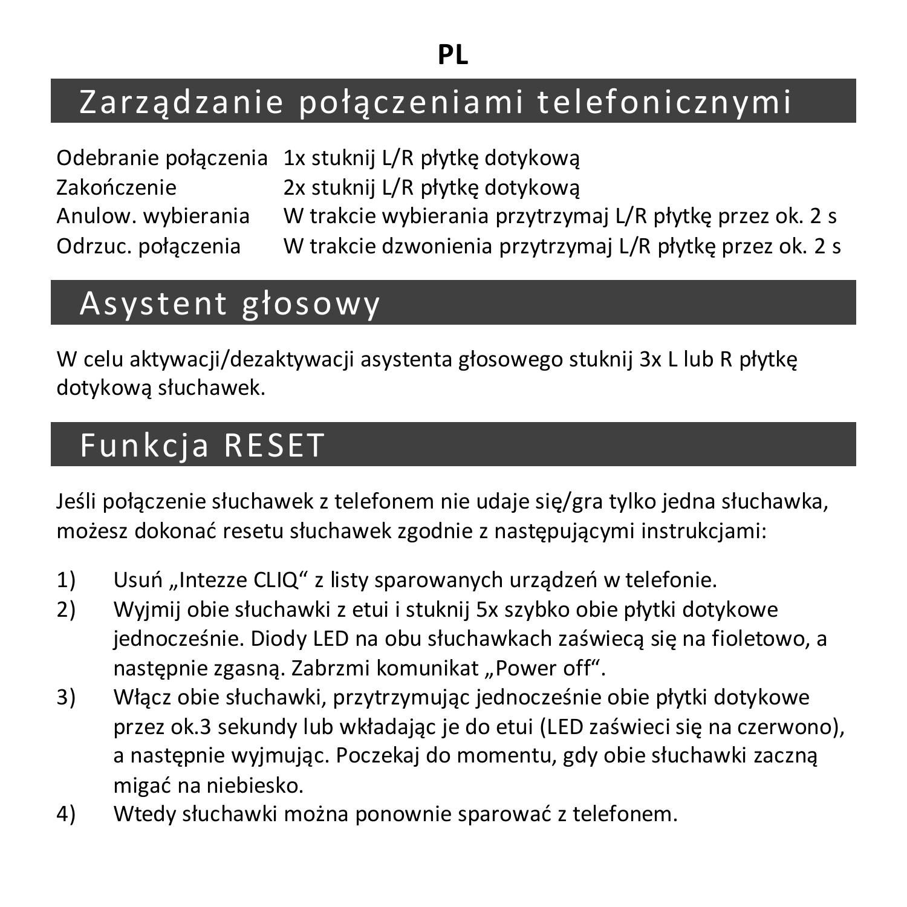PL

## Zarządzanie połączeniami telefonicznymi

| | |
|---|---|
| Odebranie połączenia | 1x stuknij L/R płytkę dotykową |
| Zakończenie | 2x stuknij L/R płytkę dotykową |
| Anulow. wybierania | W trakcie wybierania przytrzymaj L/R płytkę przez ok. 2 s |
| Odrzuc. połączenia | W trakcie dzwonienia przytrzymaj L/R płytkę przez ok. 2 s |

## Asystent głosowy

W celu aktywacji/dezaktywacji asystenta głosowego stuknij 3x L lub R płytkę dotykową słuchawek.

## Funkcja RESET

Jeśli połączenie słuchawek z telefonem nie udaje się/gra tylko jedna słuchawka, możesz dokonać resetu słuchawek zgodnie z następującymi instrukcjami:

1) Usuń „Intezze CLIQ" z listy sparowanych urządzeń w telefonie.
2) Wyjmij obie słuchawki z etui i stuknij 5x szybko obie płytki dotykowe jednocześnie. Diody LED na obu słuchawkach zaświecą się na fioletowo, a następnie zgasną. Zabrzmi komunikat „Power off".
3) Włącz obie słuchawki, przytrzymując jednocześnie obie płytki dotykowe przez ok.3 sekundy lub wkładając je do etui (LED zaświeci się na czerwono), a następnie wyjmując. Poczekaj do momentu, gdy obie słuchawki zaczną migać na niebiesko.
4) Wtedy słuchawki można ponownie sparować z telefonem.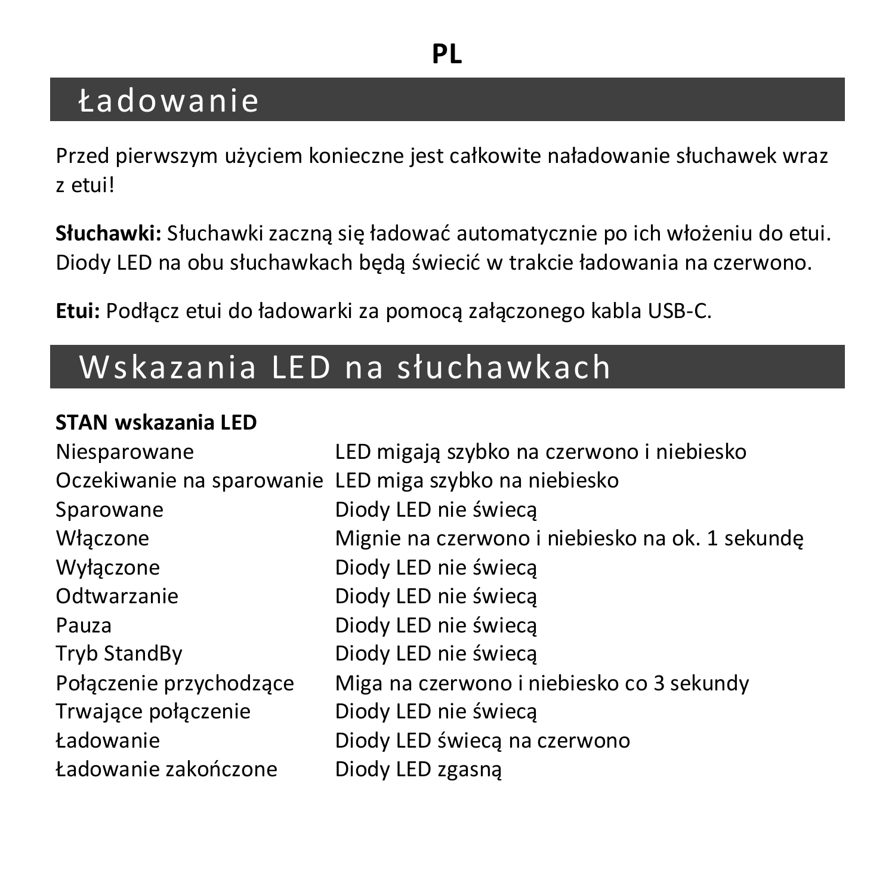PL

## Ładowanie

Przed pierwszym użyciem konieczne jest całkowite naładowanie słuchawek wraz z etui!

**Słuchawki:** Słuchawki zaczną się ładować automatycznie po ich włożeniu do etui. Diody LED na obu słuchawkach będą świecić w trakcie ładowania na czerwono.

**Etui:** Podłącz etui do ładowarki za pomocą załączonego kabla USB-C.

## Wskazania LED na słuchawkach

| STAN wskazania LED | |
|---|---|
| Niesparowane | LED migają szybko na czerwono i niebiesko |
| Oczekiwanie na sparowanie | LED miga szybko na niebiesko |
| Sparowane | Diody LED nie świecą |
| Włączone | Mignie na czerwono i niebiesko na ok. 1 sekundę |
| Wyłączone | Diody LED nie świecą |
| Odtwarzanie | Diody LED nie świecą |
| Pauza | Diody LED nie świecą |
| Tryb StandBy | Diody LED nie świecą |
| Połączenie przychodzące | Miga na czerwono i niebiesko co 3 sekundy |
| Trwające połączenie | Diody LED nie świecą |
| Ładowanie | Diody LED świecą na czerwono |
| Ładowanie zakończone | Diody LED zgasną |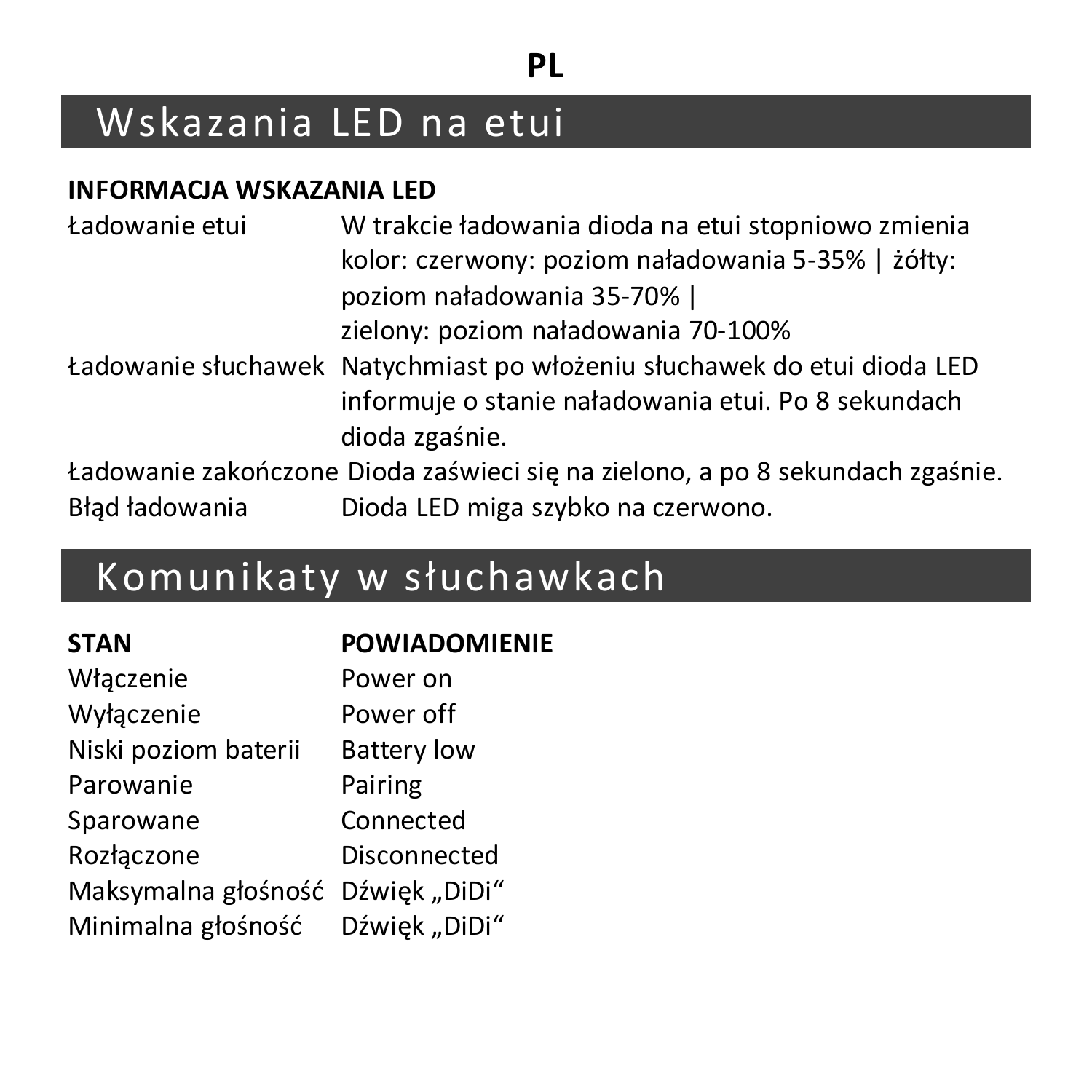**PL**

# Wskazania LED na etui

| INFORMACJA WSKAZANIA LED | |
|---|---|
| Ładowanie etui | W trakcie ładowania dioda na etui stopniowo zmienia kolor: czerwony: poziom naładowania 5-35% \| żółty: poziom naładowania 35-70% \| zielony: poziom naładowania 70-100% |
| Ładowanie słuchawek | Natychmiast po włożeniu słuchawek do etui dioda LED informuje o stanie naładowania etui. Po 8 sekundach dioda zgaśnie. |
| Ładowanie zakończone | Dioda zaświeci się na zielono, a po 8 sekundach zgaśnie. |
| Błąd ładowania | Dioda LED miga szybko na czerwono. |

# Komunikaty w słuchawkach

| STAN | POWIADOMIENIE |
|---|---|
| Włączenie | Power on |
| Wyłączenie | Power off |
| Niski poziom baterii | Battery low |
| Parowanie | Pairing |
| Sparowane | Connected |
| Rozłączone | Disconnected |
| Maksymalna głośność | Dźwięk „DiDi“ |
| Minimalna głośność | Dźwięk „DiDi“ |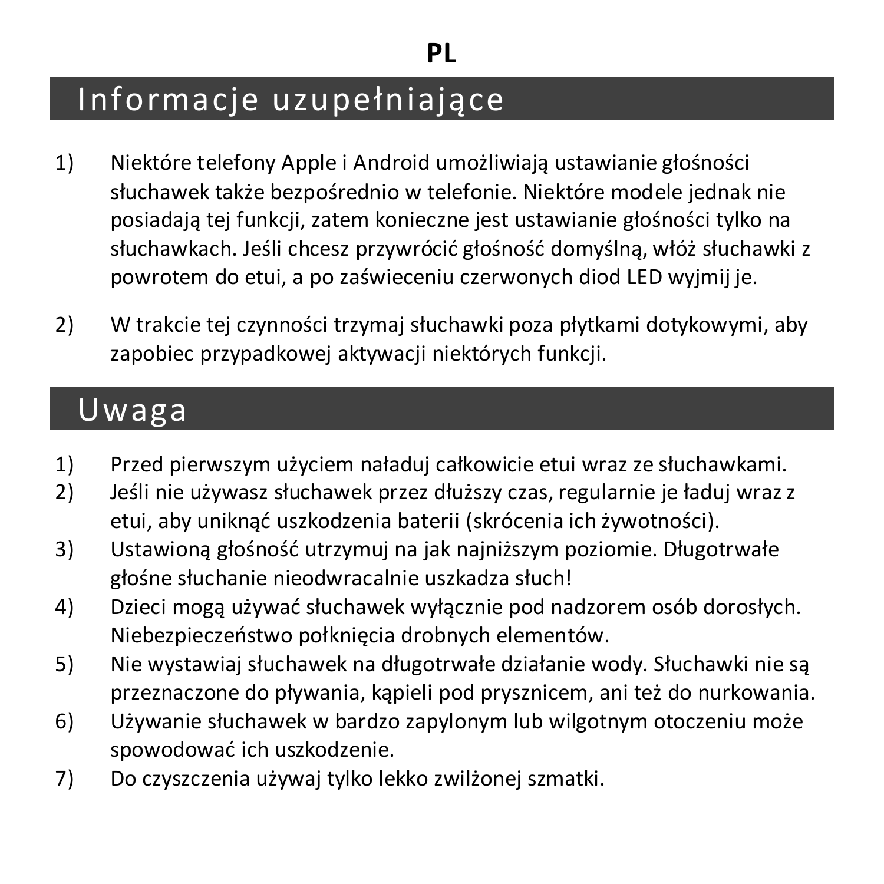**PL**

# Informacje uzupełniające

1) Niektóre telefony Apple i Android umożliwiają ustawianie głośności słuchawek także bezpośrednio w telefonie. Niektóre modele jednak nie posiadają tej funkcji, zatem konieczne jest ustawianie głośności tylko na słuchawkach. Jeśli chcesz przywrócić głośność domyślną, włóż słuchawki z powrotem do etui, a po zaświeceniu czerwonych diod LED wyjmij je.

2) W trakcie tej czynności trzymaj słuchawki poza płytkami dotykowymi, aby zapobiec przypadkowej aktywacji niektórych funkcji.

# Uwaga

1) Przed pierwszym użyciem naładuj całkowicie etui wraz ze słuchawkami.
2) Jeśli nie używasz słuchawek przez dłuższy czas, regularnie je ładuj wraz z etui, aby uniknąć uszkodzenia baterii (skrócenia ich żywotności).
3) Ustawioną głośność utrzymuj na jak najniższym poziomie. Długotrwałe głośne słuchanie nieodwracalnie uszkadza słuch!
4) Dzieci mogą używać słuchawek wyłącznie pod nadzorem osób dorosłych. Niebezpieczeństwo połknięcia drobnych elementów.
5) Nie wystawiaj słuchawek na długotrwałe działanie wody. Słuchawki nie są przeznaczone do pływania, kąpieli pod prysznicem, ani też do nurkowania.
6) Używanie słuchawek w bardzo zapylonym lub wilgotnym otoczeniu może spowodować ich uszkodzenie.
7) Do czyszczenia używaj tylko lekko zwilżonej szmatki.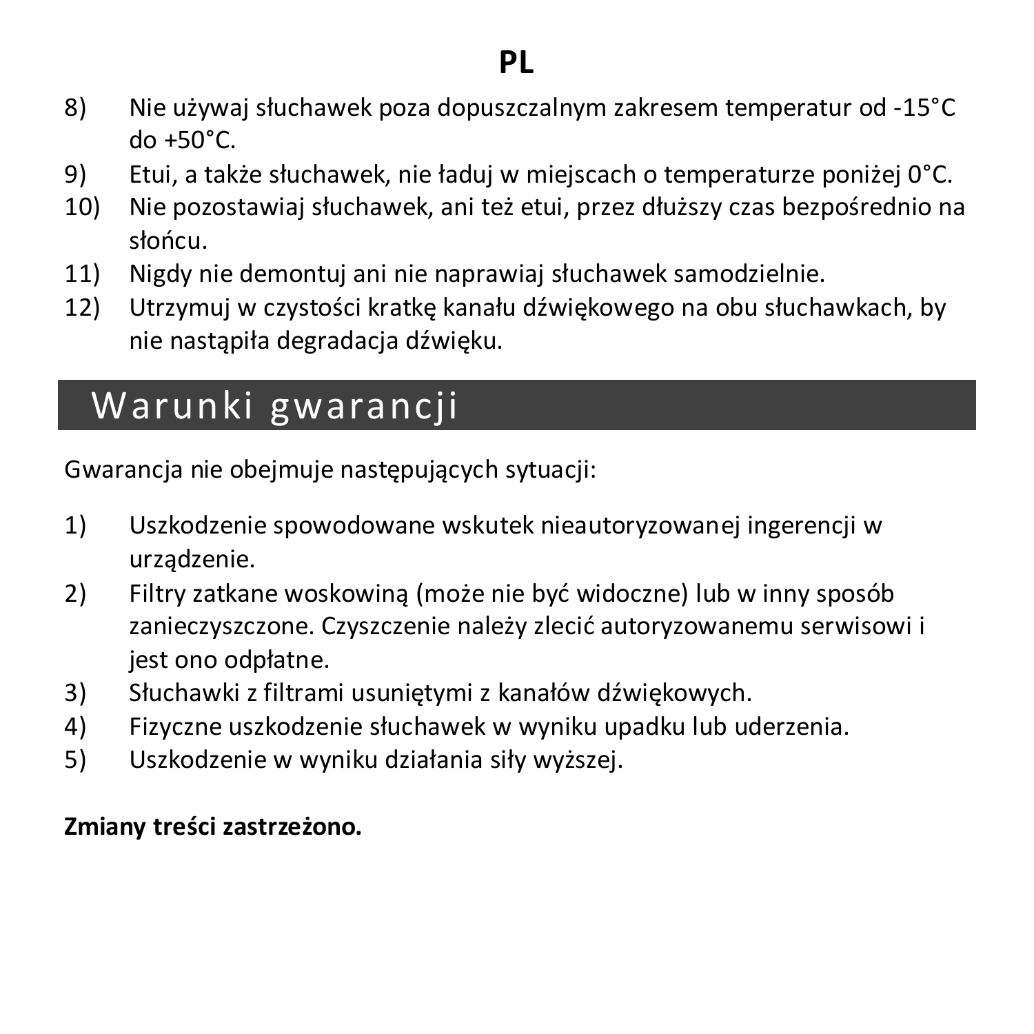8) Nie używaj słuchawek poza dopuszczalnym zakresem temperatur od -15°C do +50°C.
9) Etui, a także słuchawek, nie ładuj w miejscach o temperaturze poniżej 0°C.
10) Nie pozostawiaj słuchawek, ani też etui, przez dłuższy czas bezpośrednio na słońcu.
11) Nigdy nie demontuj ani nie naprawiaj słuchawek samodzielnie.
12) Utrzymuj w czystości kratkę kanału dźwiękowego na obu słuchawkach, by nie nastąpiła degradacja dźwięku.

## Warunki gwarancji

Gwarancja nie obejmuje następujących sytuacji:

1) Uszkodzenie spowodowane wskutek nieautoryzowanej ingerencji w urządzenie.
2) Filtry zatkane woskowiną (może nie być widoczne) lub w inny sposób zanieczyszczone. Czyszczenie należy zlecić autoryzowanemu serwisowi i jest ono odpłatne.
3) Słuchawki z filtrami usuniętymi z kanałów dźwiękowych.
4) Fizyczne uszkodzenie słuchawek w wyniku upadku lub uderzenia.
5) Uszkodzenie w wyniku działania siły wyższej.

**Zmiany treści zastrzeżono.**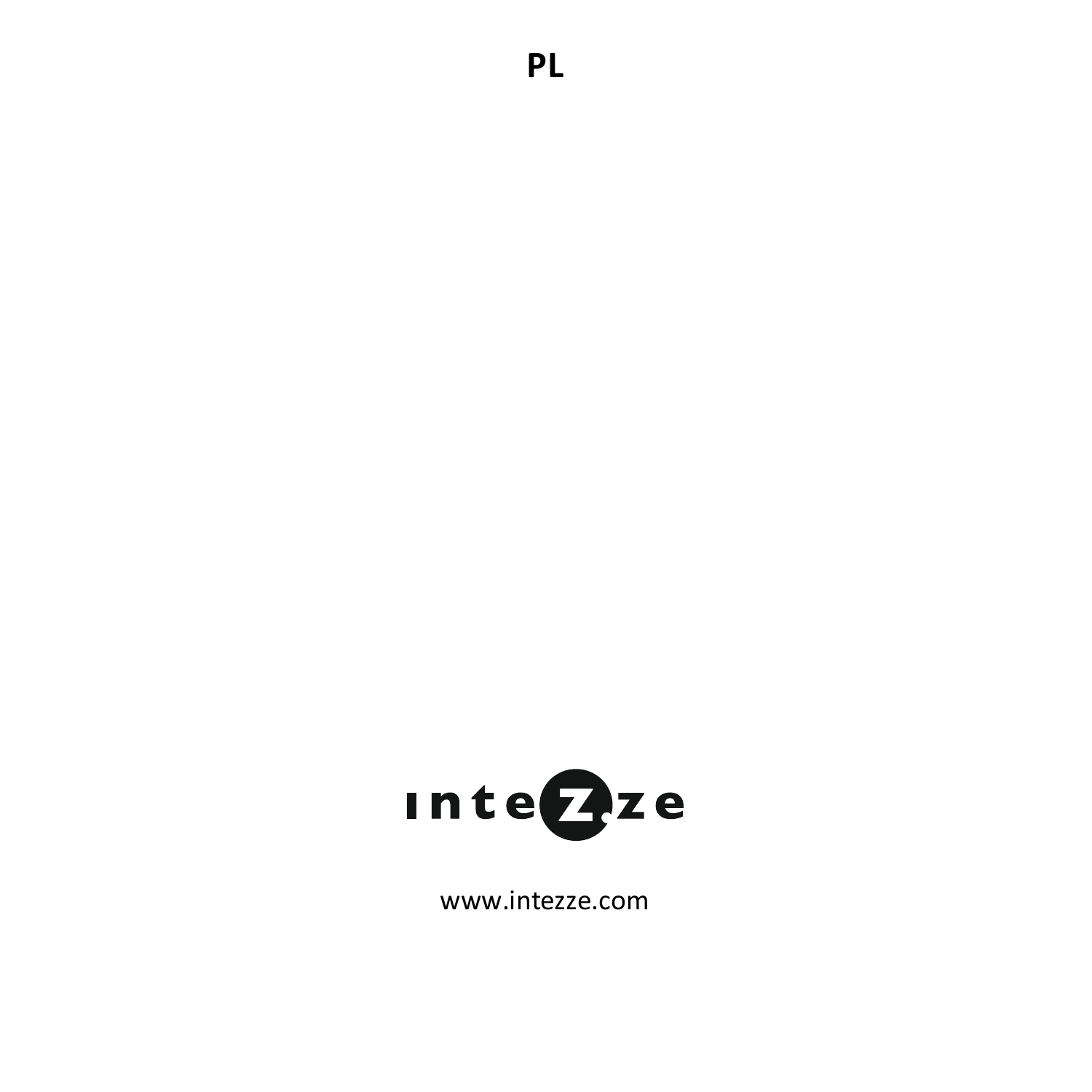PL

intezze

www.intezze.com